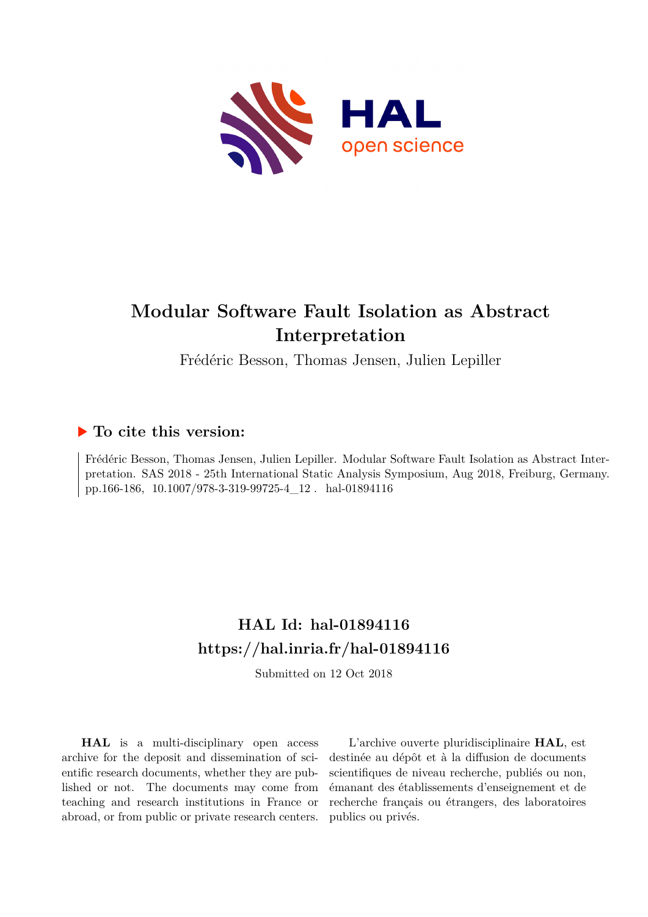# Modular Software Fault Isolation as Abstract Interpretation

Frédéric Besson, Thomas Jensen, Julien Lepiller

## ▶ To cite this version:

Frédéric Besson, Thomas Jensen, Julien Lepiller. Modular Software Fault Isolation as Abstract Interpretation. SAS 2018 - 25th International Static Analysis Symposium, Aug 2018, Freiburg, Germany. pp.166-186, 10.1007/978-3-319-99725-4_12 . hal-01894116

## HAL Id: hal-01894116
## https://hal.inria.fr/hal-01894116

Submitted on 12 Oct 2018

**HAL** is a multi-disciplinary open access archive for the deposit and dissemination of scientific research documents, whether they are published or not. The documents may come from teaching and research institutions in France or abroad, or from public or private research centers.

L'archive ouverte pluridisciplinaire **HAL**, est destinée au dépôt et à la diffusion de documents scientifiques de niveau recherche, publiés ou non, émanant des établissements d'enseignement et de recherche français ou étrangers, des laboratoires publics ou privés.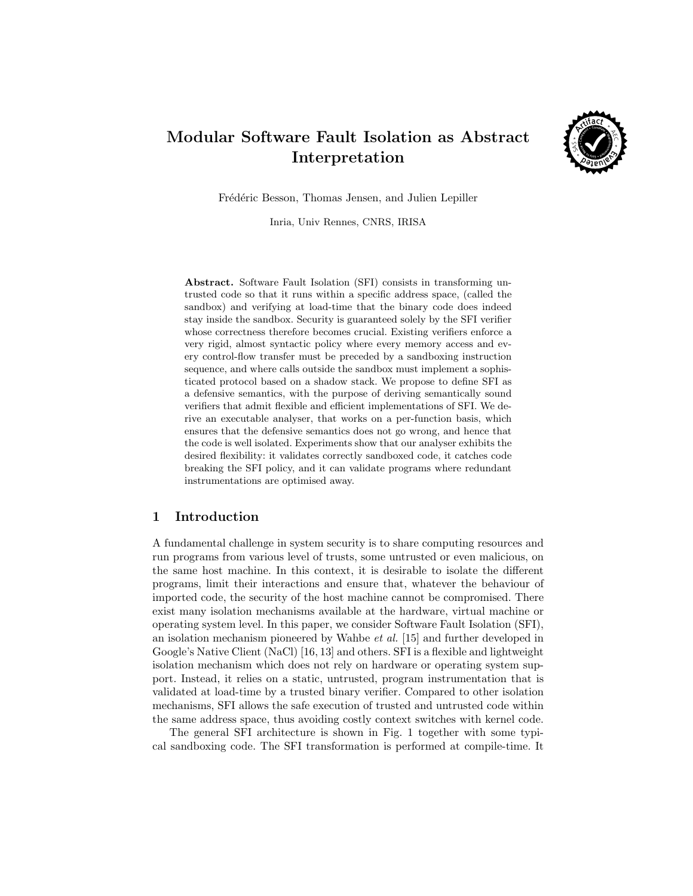# Modular Software Fault Isolation as Abstract Interpretation

Frédéric Besson, Thomas Jensen, and Julien Lepiller

Inria, Univ Rennes, CNRS, IRISA

**Abstract.** Software Fault Isolation (SFI) consists in transforming untrusted code so that it runs within a specific address space, (called the sandbox) and verifying at load-time that the binary code does indeed stay inside the sandbox. Security is guaranteed solely by the SFI verifier whose correctness therefore becomes crucial. Existing verifiers enforce a very rigid, almost syntactic policy where every memory access and every control-flow transfer must be preceded by a sandboxing instruction sequence, and where calls outside the sandbox must implement a sophisticated protocol based on a shadow stack. We propose to define SFI as a defensive semantics, with the purpose of deriving semantically sound verifiers that admit flexible and efficient implementations of SFI. We derive an executable analyser, that works on a per-function basis, which ensures that the defensive semantics does not go wrong, and hence that the code is well isolated. Experiments show that our analyser exhibits the desired flexibility: it validates correctly sandboxed code, it catches code breaking the SFI policy, and it can validate programs where redundant instrumentations are optimised away.

## 1 Introduction

A fundamental challenge in system security is to share computing resources and run programs from various level of trusts, some untrusted or even malicious, on the same host machine. In this context, it is desirable to isolate the different programs, limit their interactions and ensure that, whatever the behaviour of imported code, the security of the host machine cannot be compromised. There exist many isolation mechanisms available at the hardware, virtual machine or operating system level. In this paper, we consider Software Fault Isolation (SFI), an isolation mechanism pioneered by Wahbe *et al.* [15] and further developed in Google's Native Client (NaCl) [16, 13] and others. SFI is a flexible and lightweight isolation mechanism which does not rely on hardware or operating system support. Instead, it relies on a static, untrusted, program instrumentation that is validated at load-time by a trusted binary verifier. Compared to other isolation mechanisms, SFI allows the safe execution of trusted and untrusted code within the same address space, thus avoiding costly context switches with kernel code.

The general SFI architecture is shown in Fig. 1 together with some typical sandboxing code. The SFI transformation is performed at compile-time. It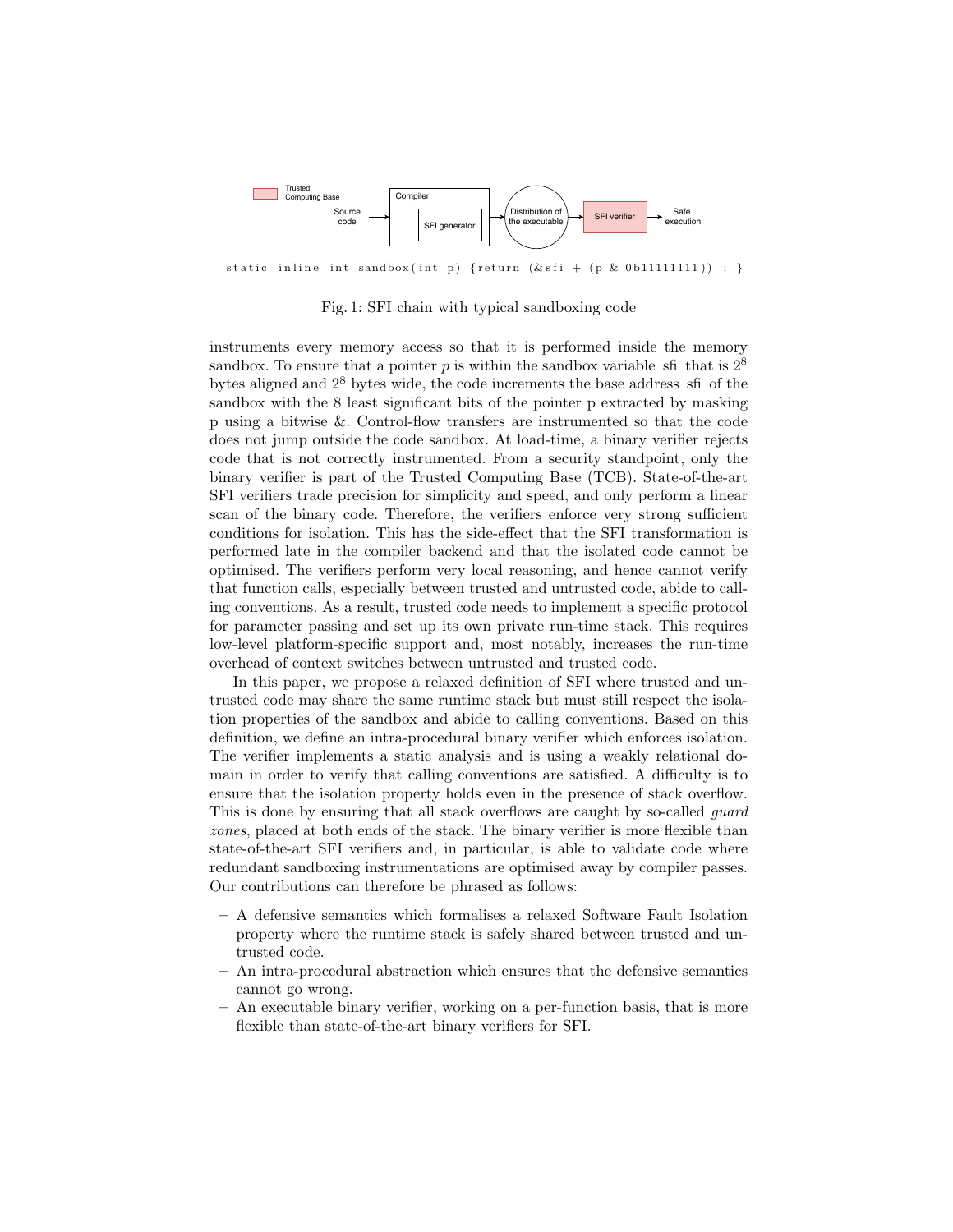Trusted Computing Base

Source code → Compiler (SFI generator) → Distribution of the executable → SFI verifier → Safe execution

```
static inline int sandbox(int p) {return (&sfi + (p & 0b11111111)) ; }
```

Fig. 1: SFI chain with typical sandboxing code

instruments every memory access so that it is performed inside the memory sandbox. To ensure that a pointer $p$ is within the sandbox variable sfi that is $2^8$ bytes aligned and $2^8$ bytes wide, the code increments the base address sfi of the sandbox with the 8 least significant bits of the pointer p extracted by masking p using a bitwise &. Control-flow transfers are instrumented so that the code does not jump outside the code sandbox. At load-time, a binary verifier rejects code that is not correctly instrumented. From a security standpoint, only the binary verifier is part of the Trusted Computing Base (TCB). State-of-the-art SFI verifiers trade precision for simplicity and speed, and only perform a linear scan of the binary code. Therefore, the verifiers enforce very strong sufficient conditions for isolation. This has the side-effect that the SFI transformation is performed late in the compiler backend and that the isolated code cannot be optimised. The verifiers perform very local reasoning, and hence cannot verify that function calls, especially between trusted and untrusted code, abide to calling conventions. As a result, trusted code needs to implement a specific protocol for parameter passing and set up its own private run-time stack. This requires low-level platform-specific support and, most notably, increases the run-time overhead of context switches between untrusted and trusted code.

In this paper, we propose a relaxed definition of SFI where trusted and untrusted code may share the same runtime stack but must still respect the isolation properties of the sandbox and abide to calling conventions. Based on this definition, we define an intra-procedural binary verifier which enforces isolation. The verifier implements a static analysis and is using a weakly relational domain in order to verify that calling conventions are satisfied. A difficulty is to ensure that the isolation property holds even in the presence of stack overflow. This is done by ensuring that all stack overflows are caught by so-called *guard zones*, placed at both ends of the stack. The binary verifier is more flexible than state-of-the-art SFI verifiers and, in particular, is able to validate code where redundant sandboxing instrumentations are optimised away by compiler passes. Our contributions can therefore be phrased as follows:

– A defensive semantics which formalises a relaxed Software Fault Isolation property where the runtime stack is safely shared between trusted and untrusted code.
– An intra-procedural abstraction which ensures that the defensive semantics cannot go wrong.
– An executable binary verifier, working on a per-function basis, that is more flexible than state-of-the-art binary verifiers for SFI.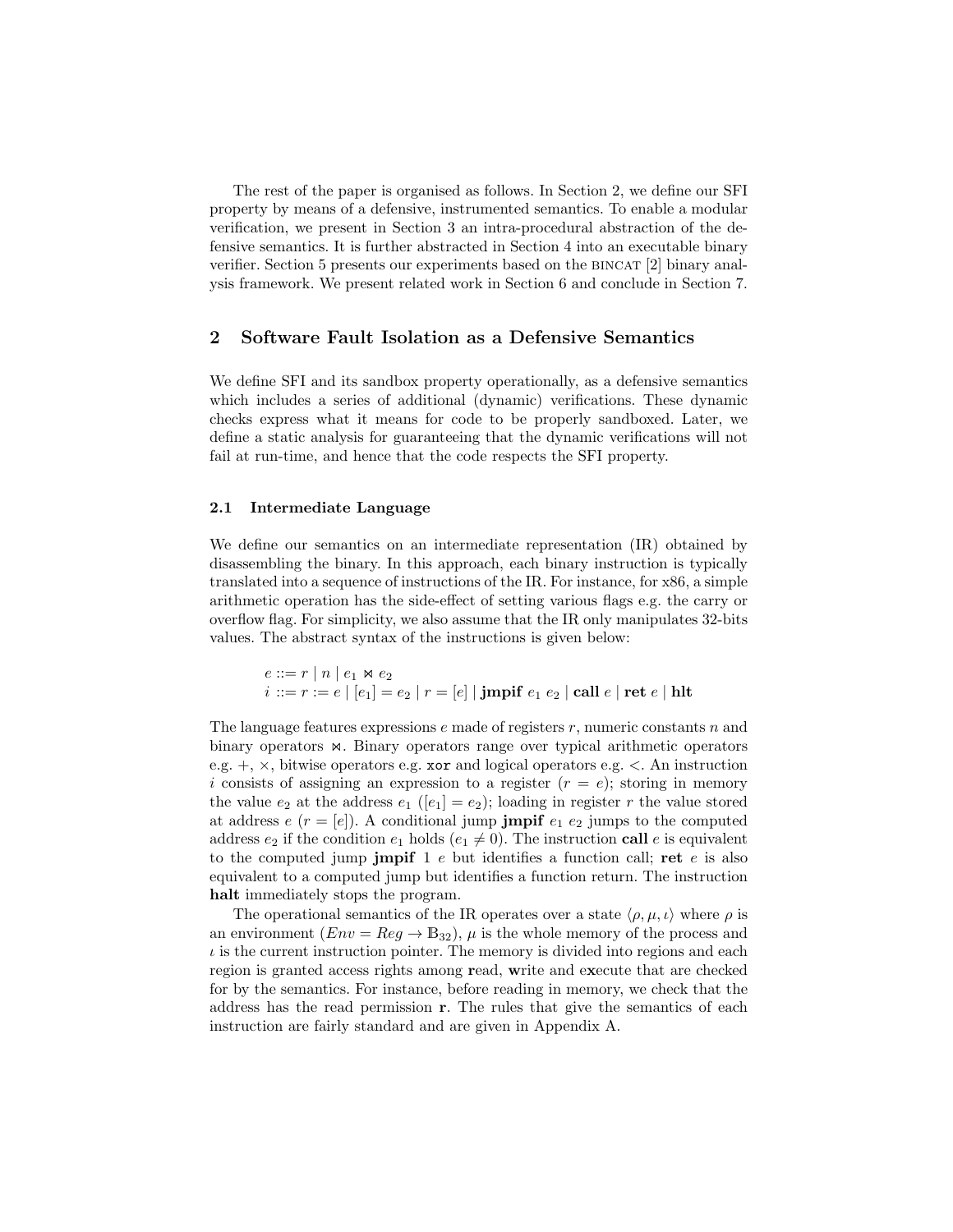The rest of the paper is organised as follows. In Section 2, we define our SFI property by means of a defensive, instrumented semantics. To enable a modular verification, we present in Section 3 an intra-procedural abstraction of the defensive semantics. It is further abstracted in Section 4 into an executable binary verifier. Section 5 presents our experiments based on the BINCAT [2] binary analysis framework. We present related work in Section 6 and conclude in Section 7.

## 2 Software Fault Isolation as a Defensive Semantics

We define SFI and its sandbox property operationally, as a defensive semantics which includes a series of additional (dynamic) verifications. These dynamic checks express what it means for code to be properly sandboxed. Later, we define a static analysis for guaranteeing that the dynamic verifications will not fail at run-time, and hence that the code respects the SFI property.

### 2.1 Intermediate Language

We define our semantics on an intermediate representation (IR) obtained by disassembling the binary. In this approach, each binary instruction is typically translated into a sequence of instructions of the IR. For instance, for x86, a simple arithmetic operation has the side-effect of setting various flags e.g. the carry or overflow flag. For simplicity, we also assume that the IR only manipulates 32-bits values. The abstract syntax of the instructions is given below:

$$
\begin{aligned}
e &::= r \mid n \mid e_1 \bowtie e_2 \\
i &::= r := e \mid [e_1] = e_2 \mid r = [e] \mid \textbf{jmpif}\ e_1\ e_2 \mid \textbf{call}\ e \mid \textbf{ret}\ e \mid \textbf{hlt}
\end{aligned}
$$

The language features expressions $e$ made of registers $r$, numeric constants $n$ and binary operators $\bowtie$. Binary operators range over typical arithmetic operators e.g. $+$, $\times$, bitwise operators e.g. `xor` and logical operators e.g. $<$. An instruction $i$ consists of assigning an expression to a register ($r = e$); storing in memory the value $e_2$ at the address $e_1$ ($[e_1] = e_2$); loading in register $r$ the value stored at address $e$ ($r = [e]$). A conditional jump **jmpif** $e_1$ $e_2$ jumps to the computed address $e_2$ if the condition $e_1$ holds ($e_1 \neq 0$). The instruction **call** $e$ is equivalent to the computed jump **jmpif** $1$ $e$ but identifies a function call; **ret** $e$ is also equivalent to a computed jump but identifies a function return. The instruction **halt** immediately stops the program.

The operational semantics of the IR operates over a state $\langle \rho, \mu, \iota \rangle$ where $\rho$ is an environment ($Env = Reg \to \mathbb{B}_{32}$), $\mu$ is the whole memory of the process and $\iota$ is the current instruction pointer. The memory is divided into regions and each region is granted access rights among **r**ead, **w**rite and e**x**ecute that are checked for by the semantics. For instance, before reading in memory, we check that the address has the read permission **r**. The rules that give the semantics of each instruction are fairly standard and are given in Appendix A.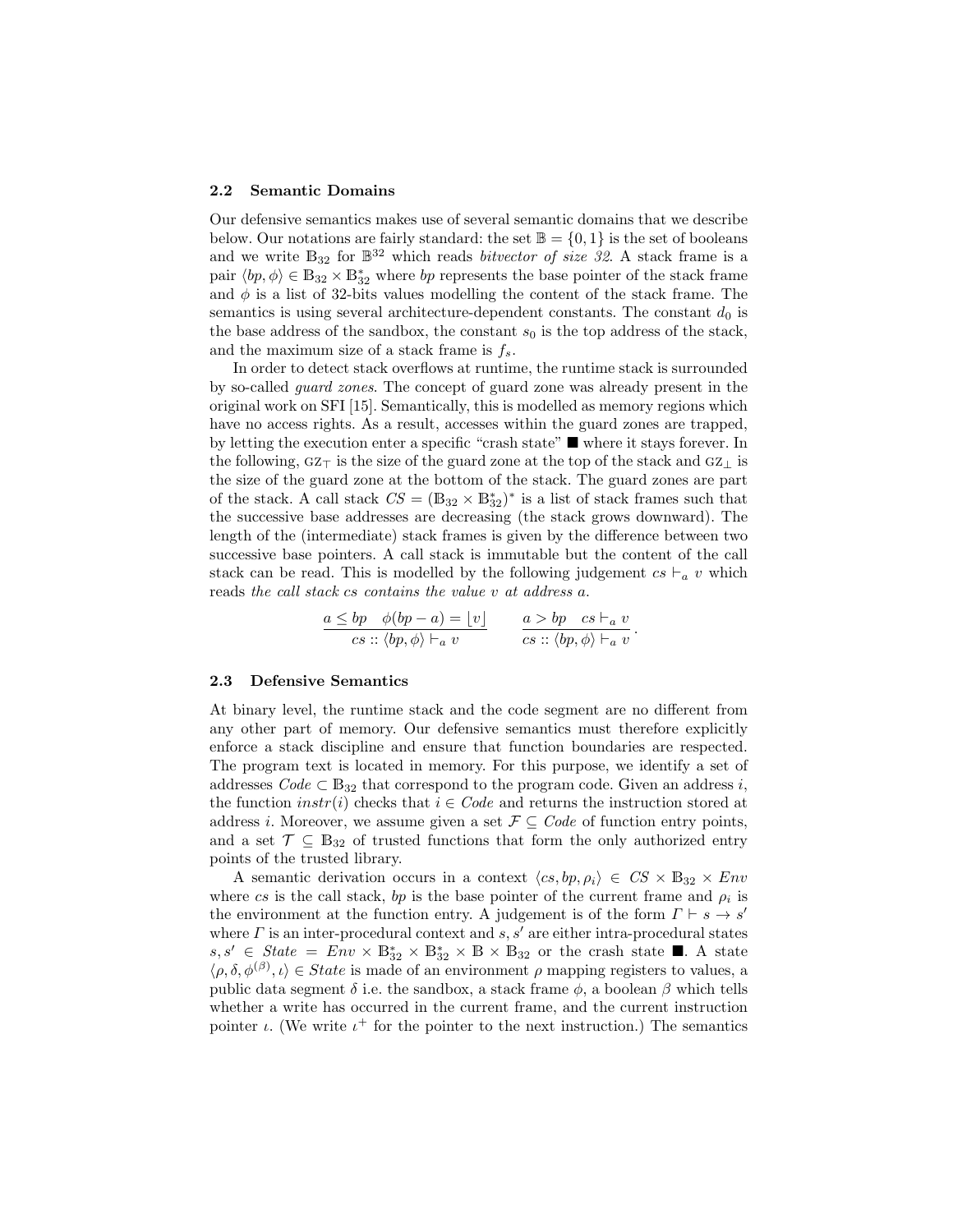### 2.2 Semantic Domains

Our defensive semantics makes use of several semantic domains that we describe below. Our notations are fairly standard: the set $\mathbb{B} = \{0, 1\}$ is the set of booleans and we write $\mathbb{B}_{32}$ for $\mathbb{B}^{32}$ which reads *bitvector of size 32*. A stack frame is a pair $\langle bp, \phi \rangle \in \mathbb{B}_{32} \times \mathbb{B}_{32}^*$ where *bp* represents the base pointer of the stack frame and $\phi$ is a list of 32-bits values modelling the content of the stack frame. The semantics is using several architecture-dependent constants. The constant $d_0$ is the base address of the sandbox, the constant $s_0$ is the top address of the stack, and the maximum size of a stack frame is $f_s$.

In order to detect stack overflows at runtime, the runtime stack is surrounded by so-called *guard zones*. The concept of guard zone was already present in the original work on SFI [15]. Semantically, this is modelled as memory regions which have no access rights. As a result, accesses within the guard zones are trapped, by letting the execution enter a specific "crash state" $\blacksquare$ where it stays forever. In the following, $\textsc{gz}_\top$ is the size of the guard zone at the top of the stack and $\textsc{gz}_\bot$ is the size of the guard zone at the bottom of the stack. The guard zones are part of the stack. A call stack $CS = (\mathbb{B}_{32} \times \mathbb{B}_{32}^*)^*$ is a list of stack frames such that the successive base addresses are decreasing (the stack grows downward). The length of the (intermediate) stack frames is given by the difference between two successive base pointers. A call stack is immutable but the content of the call stack can be read. This is modelled by the following judgement $cs \vdash_a v$ which reads *the call stack cs contains the value v at address a*.

$$\frac{a \leq bp \quad \phi(bp - a) = \lfloor v \rfloor}{cs :: \langle bp, \phi \rangle \vdash_a v} \qquad \frac{a > bp \quad cs \vdash_a v}{cs :: \langle bp, \phi \rangle \vdash_a v}.$$

### 2.3 Defensive Semantics

At binary level, the runtime stack and the code segment are no different from any other part of memory. Our defensive semantics must therefore explicitly enforce a stack discipline and ensure that function boundaries are respected. The program text is located in memory. For this purpose, we identify a set of addresses $Code \subset \mathbb{B}_{32}$ that correspond to the program code. Given an address $i$, the function $instr(i)$ checks that $i \in Code$ and returns the instruction stored at address $i$. Moreover, we assume given a set $\mathcal{F} \subseteq Code$ of function entry points, and a set $\mathcal{T} \subseteq \mathbb{B}_{32}$ of trusted functions that form the only authorized entry points of the trusted library.

A semantic derivation occurs in a context $\langle cs, bp, \rho_i \rangle \in CS \times \mathbb{B}_{32} \times Env$ where *cs* is the call stack, *bp* is the base pointer of the current frame and $\rho_i$ is the environment at the function entry. A judgement is of the form $\Gamma \vdash s \to s'$ where $\Gamma$ is an inter-procedural context and $s, s'$ are either intra-procedural states $s, s' \in State = Env \times \mathbb{B}_{32}^* \times \mathbb{B}_{32}^* \times \mathbb{B} \times \mathbb{B}_{32}$ or the crash state $\blacksquare$. A state $\langle \rho, \delta, \phi^{(\beta)}, \iota \rangle \in State$ is made of an environment $\rho$ mapping registers to values, a public data segment $\delta$ i.e. the sandbox, a stack frame $\phi$, a boolean $\beta$ which tells whether a write has occurred in the current frame, and the current instruction pointer $\iota$. (We write $\iota^+$ for the pointer to the next instruction.) The semantics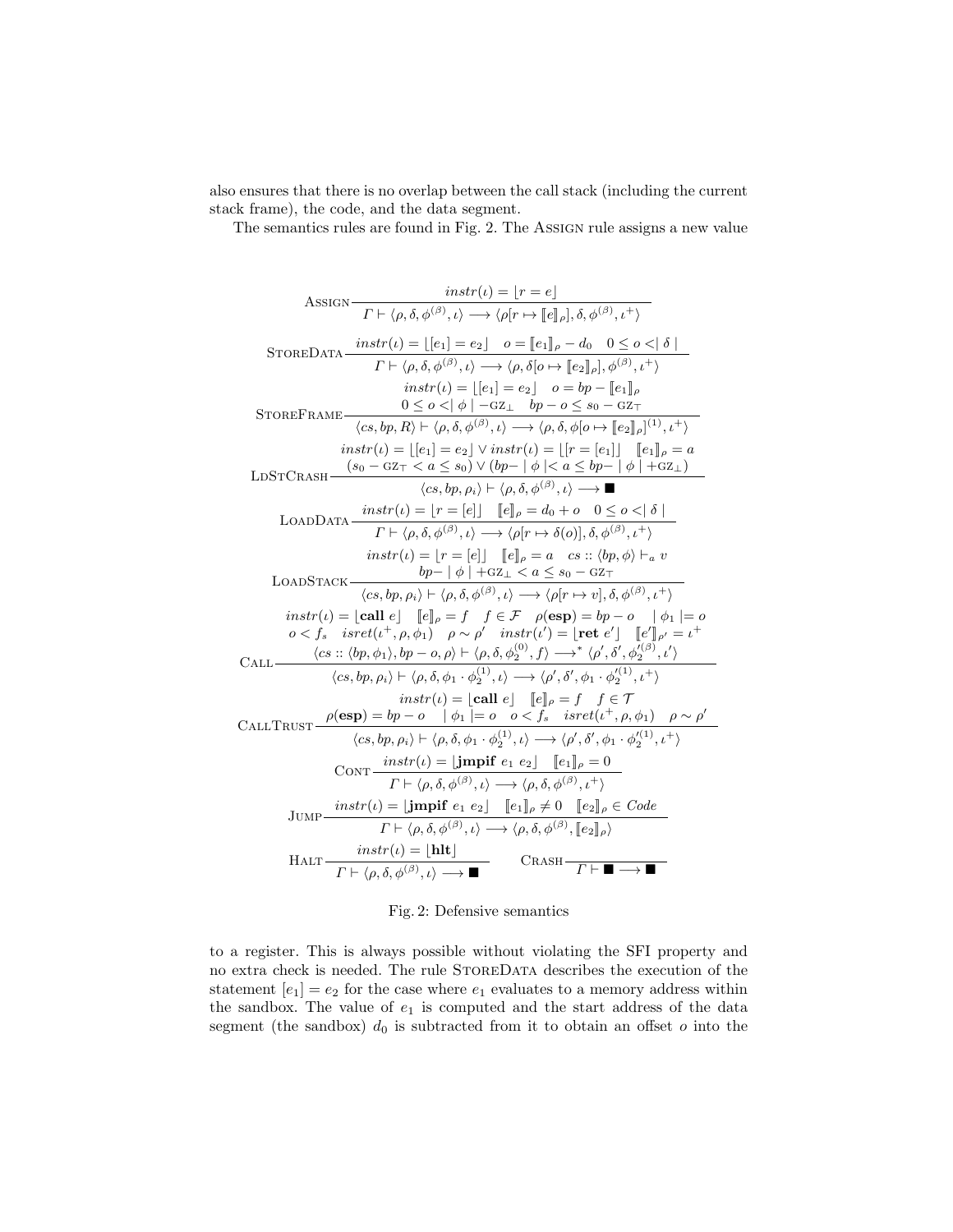also ensures that there is no overlap between the call stack (including the current stack frame), the code, and the data segment.

The semantics rules are found in Fig. 2. The Assign rule assigns a new value

$$\textsc{Assign}\;\frac{instr(\iota) = \lfloor r = e \rfloor}{\Gamma \vdash \langle \rho, \delta, \phi^{(\beta)}, \iota \rangle \longrightarrow \langle \rho[r \mapsto \llbracket e \rrbracket_\rho], \delta, \phi^{(\beta)}, \iota^+ \rangle}$$

$$\textsc{StoreData}\;\frac{instr(\iota) = \lfloor [e_1] = e_2 \rfloor \quad o = \llbracket e_1 \rrbracket_\rho - d_0 \quad 0 \le o <\mid \delta \mid}{\Gamma \vdash \langle \rho, \delta, \phi^{(\beta)}, \iota \rangle \longrightarrow \langle \rho, \delta[o \mapsto \llbracket e_2 \rrbracket_\rho], \phi^{(\beta)}, \iota^+ \rangle}$$

$$\textsc{StoreFrame}\;\frac{\begin{array}{c} instr(\iota) = \lfloor [e_1] = e_2 \rfloor \quad o = bp - \llbracket e_1 \rrbracket_\rho \\ 0 \le o <\mid \phi \mid - \text{GZ}_\bot \quad bp - o \le s_0 - \text{GZ}_\top \end{array}}{\langle cs, bp, R \rangle \vdash \langle \rho, \delta, \phi^{(\beta)}, \iota \rangle \longrightarrow \langle \rho, \delta, \phi[o \mapsto \llbracket e_2 \rrbracket_\rho]^{(1)}, \iota^+ \rangle}$$

$$\textsc{LdStCrash}\;\frac{\begin{array}{c} instr(\iota) = \lfloor [e_1] = e_2 \rfloor \vee instr(\iota) = \lfloor r = [e_1] \rfloor \quad \llbracket e_1 \rrbracket_\rho = a \\ (s_0 - \text{GZ}_\top < a \le s_0) \vee (bp - \mid \phi \mid < a \le bp - \mid \phi \mid + \text{GZ}_\bot) \end{array}}{\langle cs, bp, \rho_i \rangle \vdash \langle \rho, \delta, \phi^{(\beta)}, \iota \rangle \longrightarrow \blacksquare}$$

$$\textsc{LoadData}\;\frac{instr(\iota) = \lfloor r = [e] \rfloor \quad \llbracket e \rrbracket_\rho = d_0 + o \quad 0 \le o <\mid \delta \mid}{\Gamma \vdash \langle \rho, \delta, \phi^{(\beta)}, \iota \rangle \longrightarrow \langle \rho[r \mapsto \delta(o)], \delta, \phi^{(\beta)}, \iota^+ \rangle}$$

$$\textsc{LoadStack}\;\frac{\begin{array}{c} instr(\iota) = \lfloor r = [e] \rfloor \quad \llbracket e \rrbracket_\rho = a \quad cs :: \langle bp, \phi \rangle \vdash_a v \\ bp - \mid \phi \mid + \text{GZ}_\bot < a \le s_0 - \text{GZ}_\top \end{array}}{\langle cs, bp, \rho_i \rangle \vdash \langle \rho, \delta, \phi^{(\beta)}, \iota \rangle \longrightarrow \langle \rho[r \mapsto v], \delta, \phi^{(\beta)}, \iota^+ \rangle}$$

$$\textsc{Call}\;\frac{\begin{array}{c} instr(\iota) = \lfloor \mathbf{call}\ e \rfloor \quad \llbracket e \rrbracket_\rho = f \quad f \in \mathcal{F} \quad \rho(\mathbf{esp}) = bp - o \quad \mid \phi_1 \mid = o \\ o < f_s \quad isret(\iota^+, \rho, \phi_1) \quad \rho \sim \rho' \quad instr(\iota') = \lfloor \mathbf{ret}\ e' \rfloor \quad \llbracket e' \rrbracket_{\rho'} = \iota^+ \\ \langle cs :: \langle bp, \phi_1 \rangle, bp - o, \rho \rangle \vdash \langle \rho, \delta, \phi_2^{(0)}, f \rangle \longrightarrow^* \langle \rho', \delta', \phi_2'^{(\beta)}, \iota' \rangle \end{array}}{\langle cs, bp, \rho_i \rangle \vdash \langle \rho, \delta, \phi_1 \cdot \phi_2^{(1)}, \iota \rangle \longrightarrow \langle \rho', \delta', \phi_1 \cdot \phi_2'^{(1)}, \iota^+ \rangle}$$

$$\textsc{CallTrust}\;\frac{\begin{array}{c} instr(\iota) = \lfloor \mathbf{call}\ e \rfloor \quad \llbracket e \rrbracket_\rho = f \quad f \in \mathcal{T} \\ \rho(\mathbf{esp}) = bp - o \quad \mid \phi_1 \mid = o \quad o < f_s \quad isret(\iota^+, \rho, \phi_1) \quad \rho \sim \rho' \end{array}}{\langle cs, bp, \rho_i \rangle \vdash \langle \rho, \delta, \phi_1 \cdot \phi_2^{(1)}, \iota \rangle \longrightarrow \langle \rho', \delta', \phi_1 \cdot \phi_2'^{(1)}, \iota^+ \rangle}$$

$$\textsc{Cont}\;\frac{instr(\iota) = \lfloor \mathbf{jmpif}\ e_1\ e_2 \rfloor \quad \llbracket e_1 \rrbracket_\rho = 0}{\Gamma \vdash \langle \rho, \delta, \phi^{(\beta)}, \iota \rangle \longrightarrow \langle \rho, \delta, \phi^{(\beta)}, \iota^+ \rangle}$$

$$\textsc{Jump}\;\frac{instr(\iota) = \lfloor \mathbf{jmpif}\ e_1\ e_2 \rfloor \quad \llbracket e_1 \rrbracket_\rho \neq 0 \quad \llbracket e_2 \rrbracket_\rho \in Code}{\Gamma \vdash \langle \rho, \delta, \phi^{(\beta)}, \iota \rangle \longrightarrow \langle \rho, \delta, \phi^{(\beta)}, \llbracket e_2 \rrbracket_\rho \rangle}$$

$$\textsc{Halt}\;\frac{instr(\iota) = \lfloor \mathbf{hlt} \rfloor}{\Gamma \vdash \langle \rho, \delta, \phi^{(\beta)}, \iota \rangle \longrightarrow \blacksquare} \qquad \textsc{Crash}\;\frac{}{\Gamma \vdash \blacksquare \longrightarrow \blacksquare}$$

Fig. 2: Defensive semantics

to a register. This is always possible without violating the SFI property and no extra check is needed. The rule StoreData describes the execution of the statement $[e_1] = e_2$ for the case where $e_1$ evaluates to a memory address within the sandbox. The value of $e_1$ is computed and the start address of the data segment (the sandbox) $d_0$ is subtracted from it to obtain an offset $o$ into the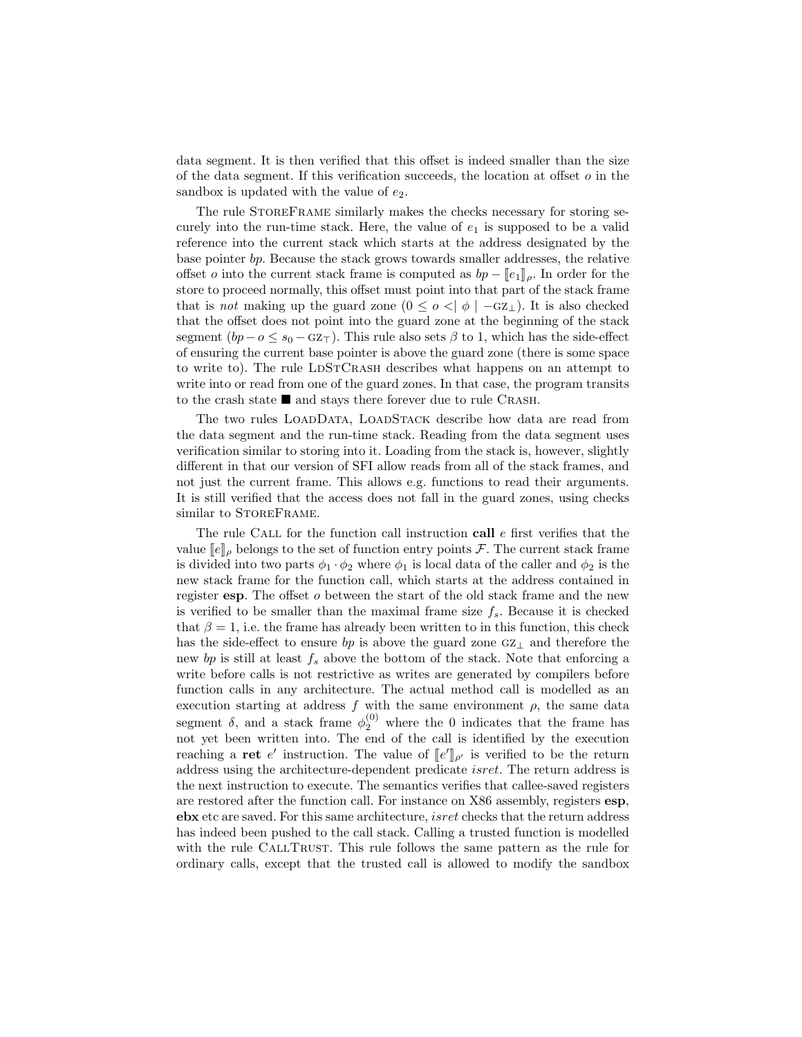data segment. It is then verified that this offset is indeed smaller than the size of the data segment. If this verification succeeds, the location at offset $o$ in the sandbox is updated with the value of $e_2$.

The rule StoreFrame similarly makes the checks necessary for storing securely into the run-time stack. Here, the value of $e_1$ is supposed to be a valid reference into the current stack which starts at the address designated by the base pointer $bp$. Because the stack grows towards smaller addresses, the relative offset $o$ into the current stack frame is computed as $bp - [\![e_1]\!]_\rho$. In order for the store to proceed normally, this offset must point into that part of the stack frame that is *not* making up the guard zone ($0 \leq o < \mid \phi \mid - \text{GZ}_\bot$). It is also checked that the offset does not point into the guard zone at the beginning of the stack segment ($bp - o \leq s_0 - \text{GZ}_\top$). This rule also sets $\beta$ to 1, which has the side-effect of ensuring the current base pointer is above the guard zone (there is some space to write to). The rule LdStCrash describes what happens on an attempt to write into or read from one of the guard zones. In that case, the program transits to the crash state ■ and stays there forever due to rule Crash.

The two rules LoadData, LoadStack describe how data are read from the data segment and the run-time stack. Reading from the data segment uses verification similar to storing into it. Loading from the stack is, however, slightly different in that our version of SFI allow reads from all of the stack frames, and not just the current frame. This allows e.g. functions to read their arguments. It is still verified that the access does not fall in the guard zones, using checks similar to StoreFrame.

The rule Call for the function call instruction **call** $e$ first verifies that the value $[\![e]\!]_\rho$ belongs to the set of function entry points $\mathcal{F}$. The current stack frame is divided into two parts $\phi_1 \cdot \phi_2$ where $\phi_1$ is local data of the caller and $\phi_2$ is the new stack frame for the function call, which starts at the address contained in register **esp**. The offset $o$ between the start of the old stack frame and the new is verified to be smaller than the maximal frame size $f_s$. Because it is checked that $\beta = 1$, i.e. the frame has already been written to in this function, this check has the side-effect to ensure $bp$ is above the guard zone $\text{GZ}_\bot$ and therefore the new $bp$ is still at least $f_s$ above the bottom of the stack. Note that enforcing a write before calls is not restrictive as writes are generated by compilers before function calls in any architecture. The actual method call is modelled as an execution starting at address $f$ with the same environment $\rho$, the same data segment $\delta$, and a stack frame $\phi_2^{(0)}$ where the 0 indicates that the frame has not yet been written into. The end of the call is identified by the execution reaching a **ret** $e'$ instruction. The value of $[\![e']\!]_{\rho'}$ is verified to be the return address using the architecture-dependent predicate *isret*. The return address is the next instruction to execute. The semantics verifies that callee-saved registers are restored after the function call. For instance on X86 assembly, registers **esp**, **ebx** etc are saved. For this same architecture, *isret* checks that the return address has indeed been pushed to the call stack. Calling a trusted function is modelled with the rule CallTrust. This rule follows the same pattern as the rule for ordinary calls, except that the trusted call is allowed to modify the sandbox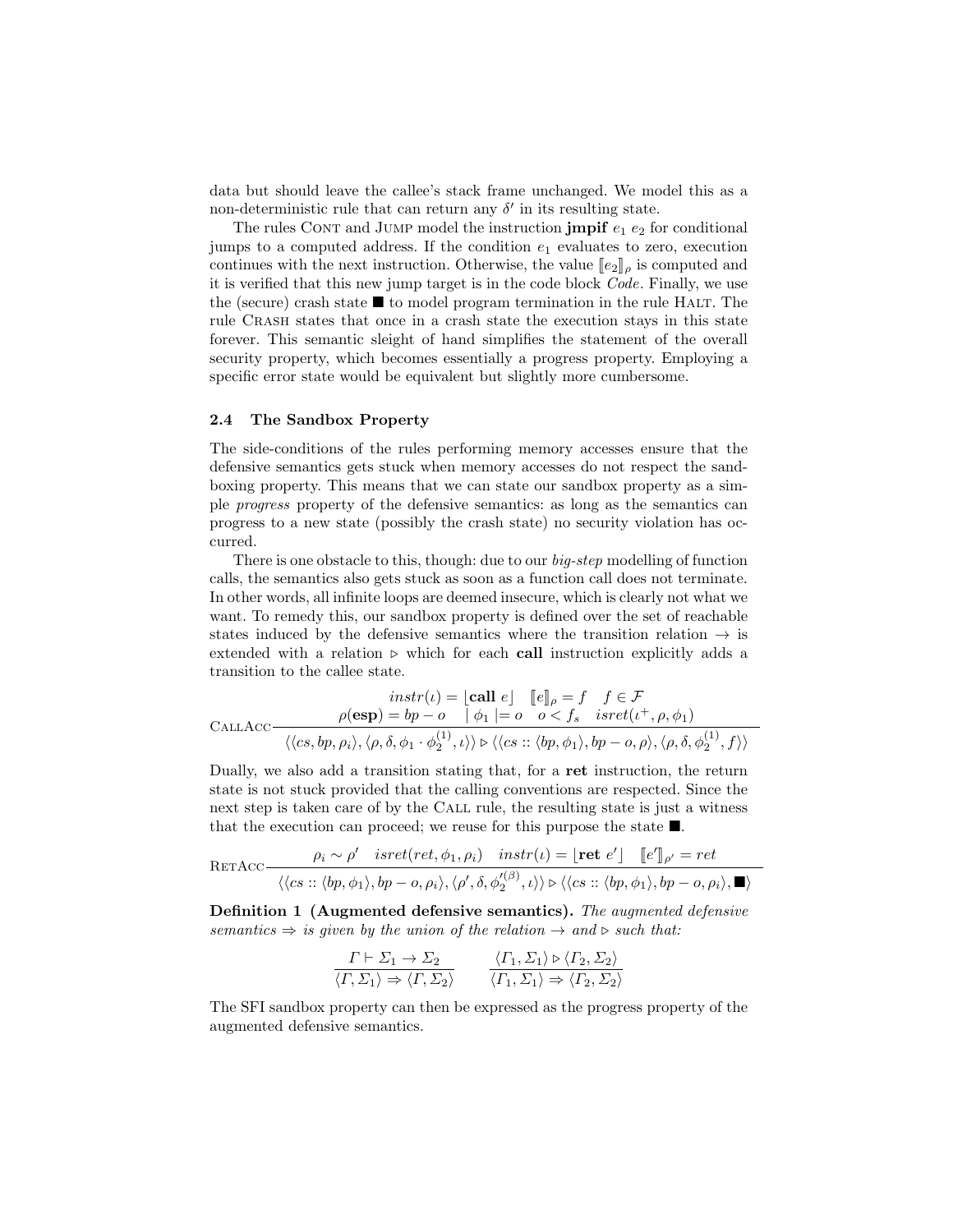data but should leave the callee's stack frame unchanged. We model this as a non-deterministic rule that can return any $\delta'$ in its resulting state.

The rules Cont and Jump model the instruction **jmpif** $e_1$ $e_2$ for conditional jumps to a computed address. If the condition $e_1$ evaluates to zero, execution continues with the next instruction. Otherwise, the value $[\![e_2]\!]_\rho$ is computed and it is verified that this new jump target is in the code block *Code*. Finally, we use the (secure) crash state $\blacksquare$ to model program termination in the rule Halt. The rule Crash states that once in a crash state the execution stays in this state forever. This semantic sleight of hand simplifies the statement of the overall security property, which becomes essentially a progress property. Employing a specific error state would be equivalent but slightly more cumbersome.

### 2.4 The Sandbox Property

The side-conditions of the rules performing memory accesses ensure that the defensive semantics gets stuck when memory accesses do not respect the sandboxing property. This means that we can state our sandbox property as a simple *progress* property of the defensive semantics: as long as the semantics can progress to a new state (possibly the crash state) no security violation has occurred.

There is one obstacle to this, though: due to our *big-step* modelling of function calls, the semantics also gets stuck as soon as a function call does not terminate. In other words, all infinite loops are deemed insecure, which is clearly not what we want. To remedy this, our sandbox property is defined over the set of reachable states induced by the defensive semantics where the transition relation $\rightarrow$ is extended with a relation $\triangleright$ which for each **call** instruction explicitly adds a transition to the callee state.

$$\textsc{CallAcc}\frac{\begin{array}{c} instr(\iota) = \lfloor \mathbf{call}\ e \rfloor \quad [\![e]\!]_\rho = f \quad f \in \mathcal{F} \\ \rho(\mathbf{esp}) = bp - o \quad |\ \phi_1 \mid = o \quad o < f_s \quad isret(\iota^+, \rho, \phi_1) \end{array}}{\langle\langle cs, bp, \rho_i\rangle, \langle \rho, \delta, \phi_1 \cdot \phi_2^{(1)}, \iota\rangle\rangle \triangleright \langle\langle cs :: \langle bp, \phi_1\rangle, bp - o, \rho\rangle, \langle \rho, \delta, \phi_2^{(1)}, f\rangle\rangle}$$

Dually, we also add a transition stating that, for a **ret** instruction, the return state is not stuck provided that the calling conventions are respected. Since the next step is taken care of by the Call rule, the resulting state is just a witness that the execution can proceed; we reuse for this purpose the state $\blacksquare$.

$$\textsc{RetAcc}\frac{\rho_i \sim \rho' \quad isret(ret, \phi_1, \rho_i) \quad instr(\iota) = \lfloor \mathbf{ret}\ e' \rfloor \quad [\![e']\!]_{\rho'} = ret}{\langle\langle cs :: \langle bp, \phi_1\rangle, bp - o, \rho_i\rangle, \langle \rho', \delta, \phi_2'^{(\beta)}, \iota\rangle\rangle \triangleright \langle\langle cs :: \langle bp, \phi_1\rangle, bp - o, \rho_i\rangle, \blacksquare\rangle}$$

**Definition 1 (Augmented defensive semantics).** *The augmented defensive semantics $\Rightarrow$ is given by the union of the relation $\rightarrow$ and $\triangleright$ such that:*

$$\frac{\Gamma \vdash \Sigma_1 \rightarrow \Sigma_2}{\langle \Gamma, \Sigma_1\rangle \Rightarrow \langle \Gamma, \Sigma_2\rangle} \qquad \frac{\langle \Gamma_1, \Sigma_1\rangle \triangleright \langle \Gamma_2, \Sigma_2\rangle}{\langle \Gamma_1, \Sigma_1\rangle \Rightarrow \langle \Gamma_2, \Sigma_2\rangle}$$

The SFI sandbox property can then be expressed as the progress property of the augmented defensive semantics.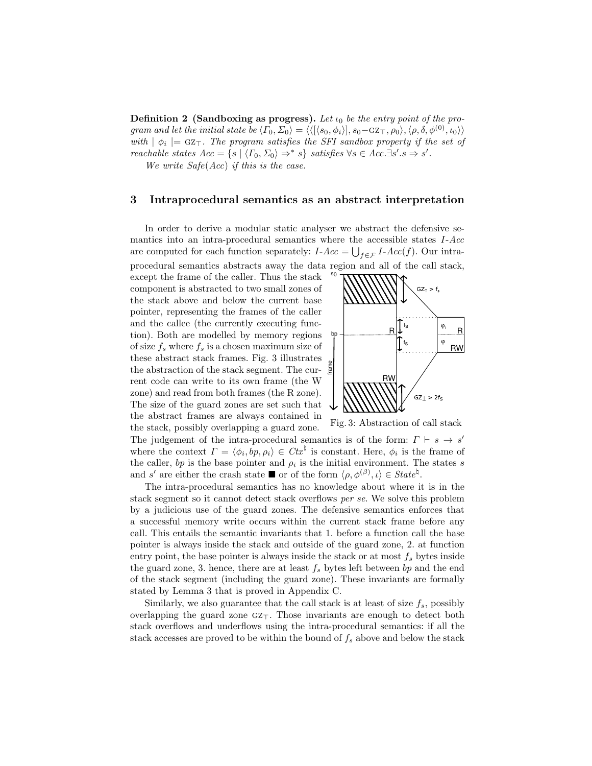**Definition 2 (Sandboxing as progress).** *Let $\iota_0$ be the entry point of the program and let the initial state be $\langle \Gamma_0, \Sigma_0 \rangle = \langle\langle[\langle s_0, \phi_i\rangle], s_0 - \text{GZ}_\top, \rho_0\rangle, \langle \rho, \delta, \phi^{(0)}, \iota_0\rangle\rangle$ with $\mid \phi_i \mid \models \text{GZ}_\top$. The program satisfies the SFI sandbox property if the set of reachable states $Acc = \{s \mid \langle \Gamma_0, \Sigma_0\rangle \Rightarrow^* s\}$ satisfies $\forall s \in Acc. \exists s'. s \Rightarrow s'$.*

*We write Safe(Acc) if this is the case.*

## 3 Intraprocedural semantics as an abstract interpretation

In order to derive a modular static analyser we abstract the defensive semantics into an intra-procedural semantics where the accessible states *I-Acc* are computed for each function separately: $I\text{-}Acc = \bigcup_{f \in \mathcal{F}} I\text{-}Acc(f)$. Our intra-procedural semantics abstracts away the data region and all of the call stack, except the frame of the caller. Thus the stack component is abstracted to two small zones of the stack above and below the current base pointer, representing the frames of the caller and the callee (the currently executing function). Both are modelled by memory regions of size $f_s$ where $f_s$ is a chosen maximum size of these abstract stack frames. Fig. 3 illustrates the abstraction of the stack segment. The current code can write to its own frame (the W zone) and read from both frames (the R zone). The size of the guard zones are set such that the abstract frames are always contained in the stack, possibly overlapping a guard zone.

Fig. 3: Abstraction of call stack

The judgement of the intra-procedural semantics is of the form: $\Gamma \vdash s \to s'$ where the context $\Gamma = \langle \phi_i, bp, \rho_i \rangle \in Ctx^\natural$ is constant. Here, $\phi_i$ is the frame of the caller, $bp$ is the base pointer and $\rho_i$ is the initial environment. The states $s$ and $s'$ are either the crash state $\blacksquare$ or of the form $\langle \rho, \phi^{(\beta)}, \iota \rangle \in State^\natural$.

The intra-procedural semantics has no knowledge about where it is in the stack segment so it cannot detect stack overflows *per se*. We solve this problem by a judicious use of the guard zones. The defensive semantics enforces that a successful memory write occurs within the current stack frame before any call. This entails the semantic invariants that 1. before a function call the base pointer is always inside the stack and outside of the guard zone, 2. at function entry point, the base pointer is always inside the stack or at most $f_s$ bytes inside the guard zone, 3. hence, there are at least $f_s$ bytes left between $bp$ and the end of the stack segment (including the guard zone). These invariants are formally stated by Lemma 3 that is proved in Appendix C.

Similarly, we also guarantee that the call stack is at least of size $f_s$, possibly overlapping the guard zone $\text{GZ}_\top$. Those invariants are enough to detect both stack overflows and underflows using the intra-procedural semantics: if all the stack accesses are proved to be within the bound of $f_s$ above and below the stack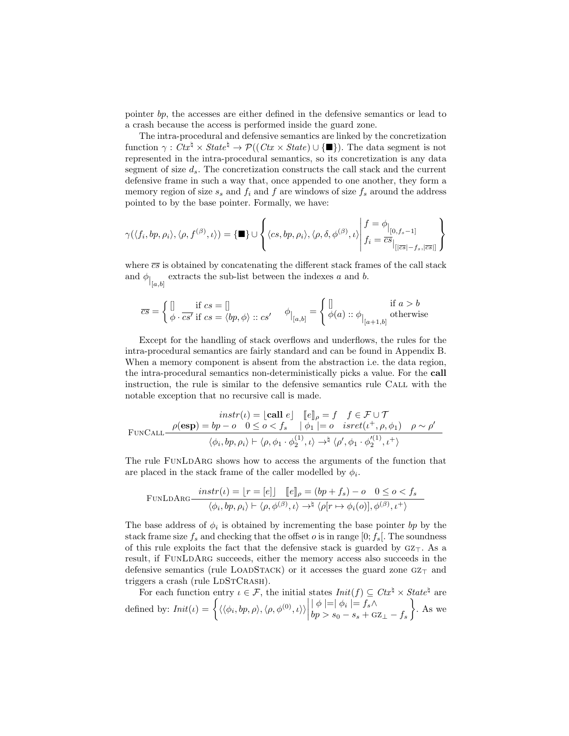pointer $bp$, the accesses are either defined in the defensive semantics or lead to a crash because the access is performed inside the guard zone.

The intra-procedural and defensive semantics are linked by the concretization function $\gamma : Ctx^\natural \times State^\natural \to \mathcal{P}((Ctx \times State) \cup \{\blacksquare\})$. The data segment is not represented in the intra-procedural semantics, so its concretization is any data segment of size $d_s$. The concretization constructs the call stack and the current defensive frame in such a way that, once appended to one another, they form a memory region of size $s_s$ and $f_i$ and $f$ are windows of size $f_s$ around the address pointed to by the base pointer. Formally, we have:

$$\gamma(\langle f_i, bp, \rho_i\rangle, \langle \rho, f^{(\beta)}, \iota\rangle) = \{\blacksquare\} \cup \left\{ \langle cs, bp, \rho_i\rangle, \langle \rho, \delta, \phi^{(\beta)}, \iota\rangle \,\middle|\, \begin{array}{l} f = \phi_{|_{[0, f_s-1]}} \\ f_i = \overline{cs}_{|_{[|\overline{cs}|-f_s, |\overline{cs}|]}} \end{array} \right\}$$

where $\overline{cs}$ is obtained by concatenating the different stack frames of the call stack and $\phi_{|_{[a,b]}}$ extracts the sub-list between the indexes $a$ and $b$.

$$\overline{cs} = \begin{cases} [] & \text{if } cs = [] \\ \phi \cdot \overline{cs'} & \text{if } cs = \langle bp, \phi\rangle :: cs' \end{cases} \qquad \phi_{|_{[a,b]}} = \begin{cases} [] & \text{if } a > b \\ \phi(a) :: \phi_{|_{[a+1,b]}} & \text{otherwise} \end{cases}$$

Except for the handling of stack overflows and underflows, the rules for the intra-procedural semantics are fairly standard and can be found in Appendix B. When a memory component is absent from the abstraction i.e. the data region, the intra-procedural semantics non-deterministically picks a value. For the **call** instruction, the rule is similar to the defensive semantics rule CALL with the notable exception that no recursive call is made.

$$\textsc{FunCall}\frac{\begin{array}{c} instr(\iota) = \lfloor \mathbf{call}\ e\rfloor \quad [\![e]\!]_\rho = f \quad f \in \mathcal{F} \cup \mathcal{T} \\ \rho(\mathbf{esp}) = bp - o \quad 0 \le o < f_s \quad |\ \phi_1\ |= o \quad isret(\iota^+, \rho, \phi_1) \quad \rho \sim \rho' \end{array}}{\langle \phi_i, bp, \rho_i\rangle \vdash \langle \rho, \phi_1 \cdot \phi_2^{(1)}, \iota\rangle \to^\natural \langle \rho', \phi_1 \cdot \phi_2'^{(1)}, \iota^+\rangle}$$

The rule FUNLDARG shows how to access the arguments of the function that are placed in the stack frame of the caller modelled by $\phi_i$.

$$\textsc{FunLdArg}\frac{instr(\iota) = \lfloor r = [e]\rfloor \quad [\![e]\!]_\rho = (bp + f_s) - o \quad 0 \le o < f_s}{\langle \phi_i, bp, \rho_i\rangle \vdash \langle \rho, \phi^{(\beta)}, \iota\rangle \to^\natural \langle \rho[r \mapsto \phi_i(o)], \phi^{(\beta)}, \iota^+\rangle}$$

The base address of $\phi_i$ is obtained by incrementing the base pointer $bp$ by the stack frame size $f_s$ and checking that the offset $o$ is in range $[0; f_s[$. The soundness of this rule exploits the fact that the defensive stack is guarded by $\text{GZ}_\top$. As a result, if FUNLDARG succeeds, either the memory access also succeeds in the defensive semantics (rule LOADSTACK) or it accesses the guard zone $\text{GZ}_\top$ and triggers a crash (rule LDSTCRASH).

For each function entry $\iota \in \mathcal{F}$, the initial states $Init(f) \subseteq Ctx^\natural \times State^\natural$ are defined by: $Init(\iota) = \left\{ \langle\langle \phi_i, bp, \rho\rangle, \langle \rho, \phi^{(0)}, \iota\rangle\rangle \,\middle|\, \begin{array}{l} |\ \phi\ |=|\ \phi_i\ |= f_s \wedge \\ bp > s_0 - s_s + \text{GZ}_\bot - f_s \end{array} \right\}$. As we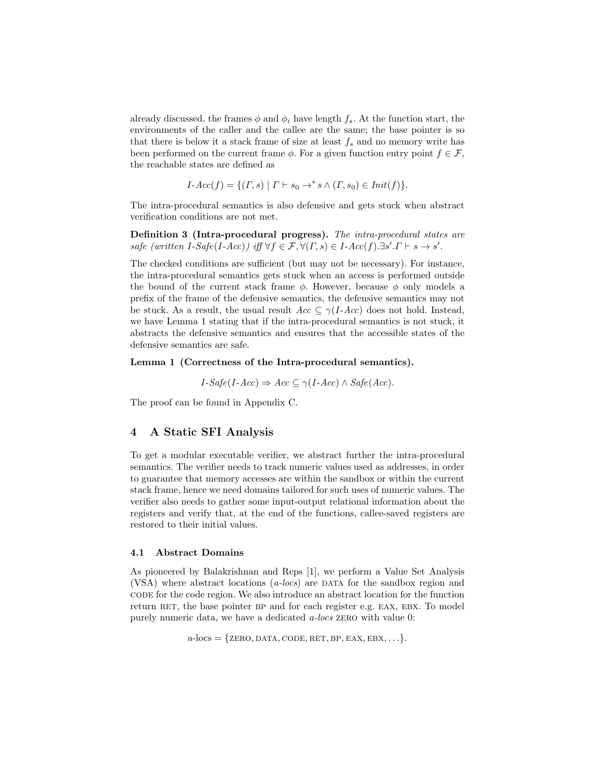already discussed, the frames $\phi$ and $\phi_i$ have length $f_s$. At the function start, the environments of the caller and the callee are the same; the base pointer is so that there is below it a stack frame of size at least $f_s$ and no memory write has been performed on the current frame $\phi$. For a given function entry point $f \in \mathcal{F}$, the reachable states are defined as

$$\textit{I-Acc}(f) = \{(\Gamma, s) \mid \Gamma \vdash s_0 \to^* s \wedge (\Gamma, s_0) \in \textit{Init}(f)\}.$$

The intra-procedural semantics is also defensive and gets stuck when abstract verification conditions are not met.

**Definition 3 (Intra-procedural progress).** *The intra-procedural states are safe (written* $\textit{I-Safe}(\textit{I-Acc})$*) iff* $\forall f \in \mathcal{F}, \forall (\Gamma, s) \in \textit{I-Acc}(f). \exists s'. \Gamma \vdash s \to s'$.

The checked conditions are sufficient (but may not be necessary). For instance, the intra-procedural semantics gets stuck when an access is performed outside the bound of the current stack frame $\phi$. However, because $\phi$ only models a prefix of the frame of the defensive semantics, the defensive semantics may not be stuck. As a result, the usual result $\textit{Acc} \subseteq \gamma(\textit{I-Acc})$ does not hold. Instead, we have Lemma 1 stating that if the intra-procedural semantics is not stuck, it abstracts the defensive semantics and ensures that the accessible states of the defensive semantics are safe.

**Lemma 1 (Correctness of the Intra-procedural semantics).**

$$\textit{I-Safe}(\textit{I-Acc}) \Rightarrow \textit{Acc} \subseteq \gamma(\textit{I-Acc}) \wedge \textit{Safe}(\textit{Acc}).$$

The proof can be found in Appendix C.

## 4 A Static SFI Analysis

To get a modular executable verifier, we abstract further the intra-procedural semantics. The verifier needs to track numeric values used as addresses, in order to guarantee that memory accesses are within the sandbox or within the current stack frame, hence we need domains tailored for such uses of numeric values. The verifier also needs to gather some input-output relational information about the registers and verify that, at the end of the functions, callee-saved registers are restored to their initial values.

### 4.1 Abstract Domains

As pioneered by Balakrishnan and Reps [1], we perform a Value Set Analysis (VSA) where abstract locations (*a-locs*) are DATA for the sandbox region and CODE for the code region. We also introduce an abstract location for the function return RET, the base pointer BP and for each register e.g. EAX, EBX. To model purely numeric data, we have a dedicated *a-locs* ZERO with value 0:

$$\text{a-locs} = \{\text{ZERO}, \text{DATA}, \text{CODE}, \text{RET}, \text{BP}, \text{EAX}, \text{EBX}, \ldots\}.$$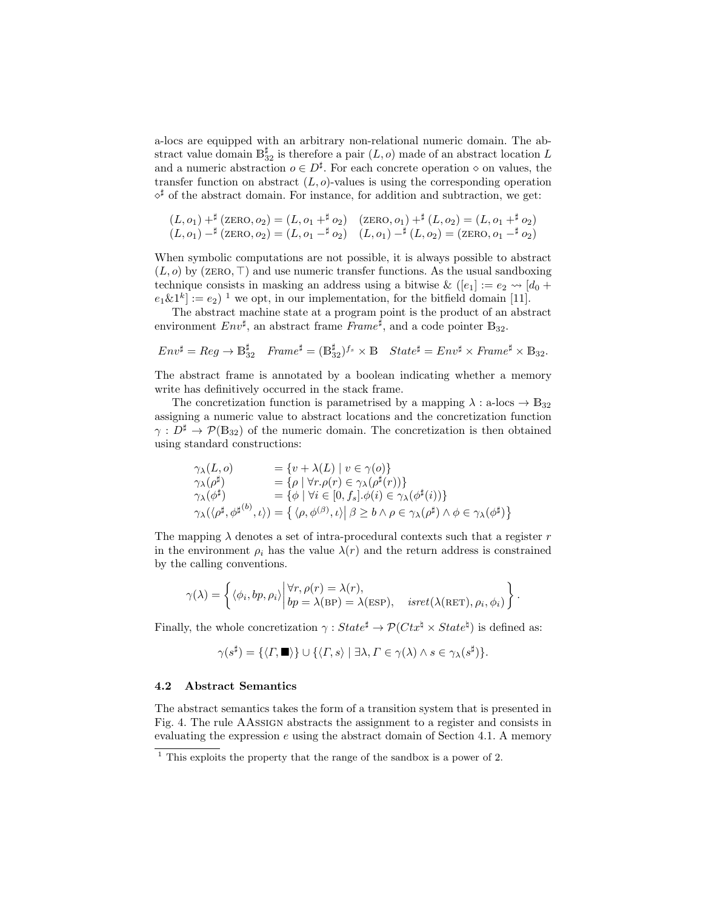a-locs are equipped with an arbitrary non-relational numeric domain. The abstract value domain $\mathbb{B}_{32}^\sharp$ is therefore a pair $(L, o)$ made of an abstract location $L$ and a numeric abstraction $o \in D^\sharp$. For each concrete operation $\diamond$ on values, the transfer function on abstract $(L, o)$-values is using the corresponding operation $\diamond^\sharp$ of the abstract domain. For instance, for addition and subtraction, we get:

$$
\begin{array}{ll}
(L, o_1) +^\sharp (\text{ZERO}, o_2) = (L, o_1 +^\sharp o_2) & (\text{ZERO}, o_1) +^\sharp (L, o_2) = (L, o_1 +^\sharp o_2) \\
(L, o_1) -^\sharp (\text{ZERO}, o_2) = (L, o_1 -^\sharp o_2) & (L, o_1) -^\sharp (L, o_2) = (\text{ZERO}, o_1 -^\sharp o_2)
\end{array}
$$

When symbolic computations are not possible, it is always possible to abstract $(L, o)$ by $(\text{ZERO}, \top)$ and use numeric transfer functions. As the usual sandboxing technique consists in masking an address using a bitwise & ($[e_1] := e_2 \rightsquigarrow [d_0 + e_1 \& 1^k] := e_2$) [1] we opt, in our implementation, for the bitfield domain [11].

The abstract machine state at a program point is the product of an abstract environment $Env^\sharp$, an abstract frame $Frame^\sharp$, and a code pointer $\mathbb{B}_{32}$.

$$
Env^\sharp = Reg \to \mathbb{B}_{32}^\sharp \quad Frame^\sharp = (\mathbb{B}_{32}^\sharp)^{f_s} \times \mathbb{B} \quad State^\sharp = Env^\sharp \times Frame^\sharp \times \mathbb{B}_{32}.
$$

The abstract frame is annotated by a boolean indicating whether a memory write has definitively occurred in the stack frame.

The concretization function is parametrised by a mapping $\lambda : \text{a-locs} \to \mathbb{B}_{32}$ assigning a numeric value to abstract locations and the concretization function $\gamma : D^\sharp \to \mathcal{P}(\mathbb{B}_{32})$ of the numeric domain. The concretization is then obtained using standard constructions:

$$
\begin{array}{ll}
\gamma_\lambda(L, o) & = \{ v + \lambda(L) \mid v \in \gamma(o) \} \\
\gamma_\lambda(\rho^\sharp) & = \{ \rho \mid \forall r. \rho(r) \in \gamma_\lambda(\rho^\sharp(r)) \} \\
\gamma_\lambda(\phi^\sharp) & = \{ \phi \mid \forall i \in [0, f_s]. \phi(i) \in \gamma_\lambda(\phi^\sharp(i)) \} \\
\gamma_\lambda(\langle \rho^\sharp, {\phi^\sharp}^{(b)}, \iota \rangle) & = \left\{ \langle \rho, \phi^{(\beta)}, \iota \rangle \,\middle|\, \beta \geq b \wedge \rho \in \gamma_\lambda(\rho^\sharp) \wedge \phi \in \gamma_\lambda(\phi^\sharp) \right\}
\end{array}
$$

The mapping $\lambda$ denotes a set of intra-procedural contexts such that a register $r$ in the environment $\rho_i$ has the value $\lambda(r)$ and the return address is constrained by the calling conventions.

$$
\gamma(\lambda) = \left\{ \langle \phi_i, bp, \rho_i \rangle \,\middle|\, \begin{array}{l} \forall r, \rho(r) = \lambda(r), \\ bp = \lambda(\text{BP}) = \lambda(\text{ESP}), \quad isret(\lambda(\text{RET}), \rho_i, \phi_i) \end{array} \right\}.
$$

Finally, the whole concretization $\gamma : State^\sharp \to \mathcal{P}(Ctx^\natural \times State^\natural)$ is defined as:

$$
\gamma(s^\sharp) = \{ \langle \Gamma, \blacksquare \rangle \} \cup \{ \langle \Gamma, s \rangle \mid \exists \lambda, \Gamma \in \gamma(\lambda) \wedge s \in \gamma_\lambda(s^\sharp) \}.
$$

### 4.2 Abstract Semantics

The abstract semantics takes the form of a transition system that is presented in Fig. 4. The rule AAssign abstracts the assignment to a register and consists in evaluating the expression $e$ using the abstract domain of Section 4.1. A memory

[1] This exploits the property that the range of the sandbox is a power of 2.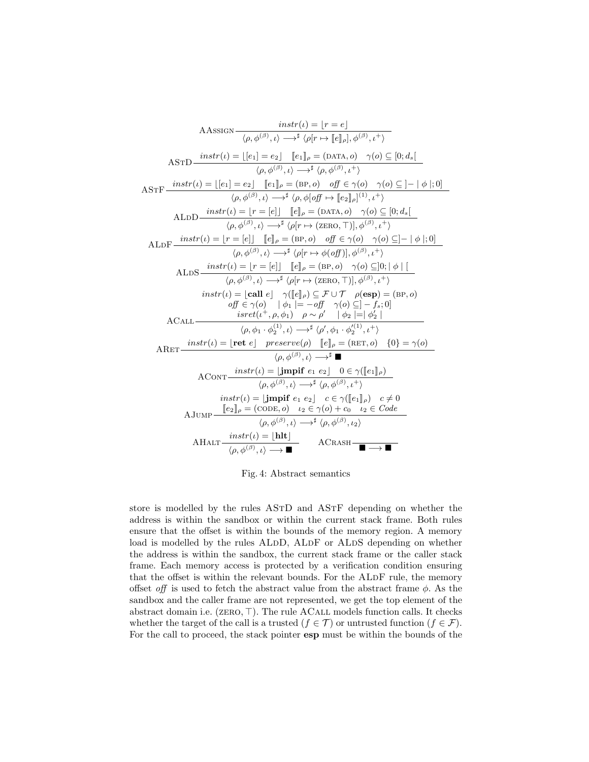$$\text{AAssign}\ \frac{instr(\iota) = \lfloor r = e \rfloor}{\langle \rho, \phi^{(\beta)}, \iota \rangle \longrightarrow^{\sharp} \langle \rho[r \mapsto \llbracket e \rrbracket_{\rho}], \phi^{(\beta)}, \iota^{+} \rangle}$$

$$\text{AStD}\ \frac{instr(\iota) = \lfloor [e_1] = e_2 \rfloor \quad \llbracket e_1 \rrbracket_{\rho} = (\text{DATA}, o) \quad \gamma(o) \subseteq [0; d_s[}{\langle \rho, \phi^{(\beta)}, \iota \rangle \longrightarrow^{\sharp} \langle \rho, \phi^{(\beta)}, \iota^{+} \rangle}$$

$$\text{AStF}\ \frac{instr(\iota) = \lfloor [e_1] = e_2 \rfloor \quad \llbracket e_1 \rrbracket_{\rho} = (\text{BP}, o) \quad \mathit{off} \in \gamma(o) \quad \gamma(o) \subseteq ]-\mid \phi \mid; 0]}{\langle \rho, \phi^{(\beta)}, \iota \rangle \longrightarrow^{\sharp} \langle \rho, \phi[\mathit{off} \mapsto \llbracket e_2 \rrbracket_{\rho}]^{(1)}, \iota^{+} \rangle}$$

$$\text{ALdD}\ \frac{instr(\iota) = \lfloor r = [e] \rfloor \quad \llbracket e \rrbracket_{\rho} = (\text{DATA}, o) \quad \gamma(o) \subseteq [0; d_s[}{\langle \rho, \phi^{(\beta)}, \iota \rangle \longrightarrow^{\sharp} \langle \rho[r \mapsto (\text{ZERO}, \top)], \phi^{(\beta)}, \iota^{+} \rangle}$$

$$\text{ALdF}\ \frac{instr(\iota) = \lfloor r = [e] \rfloor \quad \llbracket e \rrbracket_{\rho} = (\text{BP}, o) \quad \mathit{off} \in \gamma(o) \quad \gamma(o) \subseteq ]-\mid \phi \mid; 0]}{\langle \rho, \phi^{(\beta)}, \iota \rangle \longrightarrow^{\sharp} \langle \rho[r \mapsto \phi(\mathit{off})], \phi^{(\beta)}, \iota^{+} \rangle}$$

$$\text{ALdS}\ \frac{instr(\iota) = \lfloor r = [e] \rfloor \quad \llbracket e \rrbracket_{\rho} = (\text{BP}, o) \quad \gamma(o) \subseteq ]0; \mid \phi \mid [}{\langle \rho, \phi^{(\beta)}, \iota \rangle \longrightarrow^{\sharp} \langle \rho[r \mapsto (\text{ZERO}, \top)], \phi^{(\beta)}, \iota^{+} \rangle}$$

$$\text{ACall}\ \frac{\begin{array}{c} instr(\iota) = \lfloor \mathbf{call}\ e \rfloor \quad \gamma(\llbracket e \rrbracket_{\rho}) \subseteq \mathcal{F} \cup \mathcal{T} \quad \rho(\mathbf{esp}) = (\text{BP}, o) \\ \mathit{off} \in \gamma(o) \quad \mid \phi_1 \mid = -\mathit{off} \quad \gamma(o) \subseteq ]-f_s; 0] \\ isret(\iota^{+}, \rho, \phi_1) \quad \rho \sim \rho' \quad \mid \phi_2 \mid = \mid \phi_2' \mid \end{array}}{\langle \rho, \phi_1 \cdot \phi_2^{(1)}, \iota \rangle \longrightarrow^{\sharp} \langle \rho', \phi_1 \cdot \phi_2'^{(1)}, \iota^{+} \rangle}$$

$$\text{ARet}\ \frac{instr(\iota) = \lfloor \mathbf{ret}\ e \rfloor \quad preserve(\rho) \quad \llbracket e \rrbracket_{\rho} = (\text{RET}, o) \quad \{0\} = \gamma(o)}{\langle \rho, \phi^{(\beta)}, \iota \rangle \longrightarrow^{\sharp} \blacksquare}$$

$$\text{ACont}\ \frac{instr(\iota) = \lfloor \mathbf{jmpif}\ e_1\ e_2 \rfloor \quad 0 \in \gamma(\llbracket e_1 \rrbracket_{\rho})}{\langle \rho, \phi^{(\beta)}, \iota \rangle \longrightarrow^{\sharp} \langle \rho, \phi^{(\beta)}, \iota^{+} \rangle}$$

$$\text{AJump}\ \frac{\begin{array}{c} instr(\iota) = \lfloor \mathbf{jmpif}\ e_1\ e_2 \rfloor \quad c \in \gamma(\llbracket e_1 \rrbracket_{\rho}) \quad c \neq 0 \\ \llbracket e_2 \rrbracket_{\rho} = (\text{CODE}, o) \quad \iota_2 \in \gamma(o) + c_0 \quad \iota_2 \in \mathit{Code} \end{array}}{\langle \rho, \phi^{(\beta)}, \iota \rangle \longrightarrow^{\sharp} \langle \rho, \phi^{(\beta)}, \iota_2 \rangle}$$

$$\text{AHalt}\ \frac{instr(\iota) = \lfloor \mathbf{hlt} \rfloor}{\langle \rho, \phi^{(\beta)}, \iota \rangle \longrightarrow \blacksquare} \qquad \text{ACrash}\ \frac{}{\blacksquare \longrightarrow \blacksquare}$$

Fig. 4: Abstract semantics

store is modelled by the rules AStD and AStF depending on whether the address is within the sandbox or within the current stack frame. Both rules ensure that the offset is within the bounds of the memory region. A memory load is modelled by the rules ALdD, ALdF or ALdS depending on whether the address is within the sandbox, the current stack frame or the caller stack frame. Each memory access is protected by a verification condition ensuring that the offset is within the relevant bounds. For the ALdF rule, the memory offset *off* is used to fetch the abstract value from the abstract frame $\phi$. As the sandbox and the caller frame are not represented, we get the top element of the abstract domain i.e. (ZERO, $\top$). The rule ACall models function calls. It checks whether the target of the call is a trusted ($f \in \mathcal{T}$) or untrusted function ($f \in \mathcal{F}$). For the call to proceed, the stack pointer **esp** must be within the bounds of the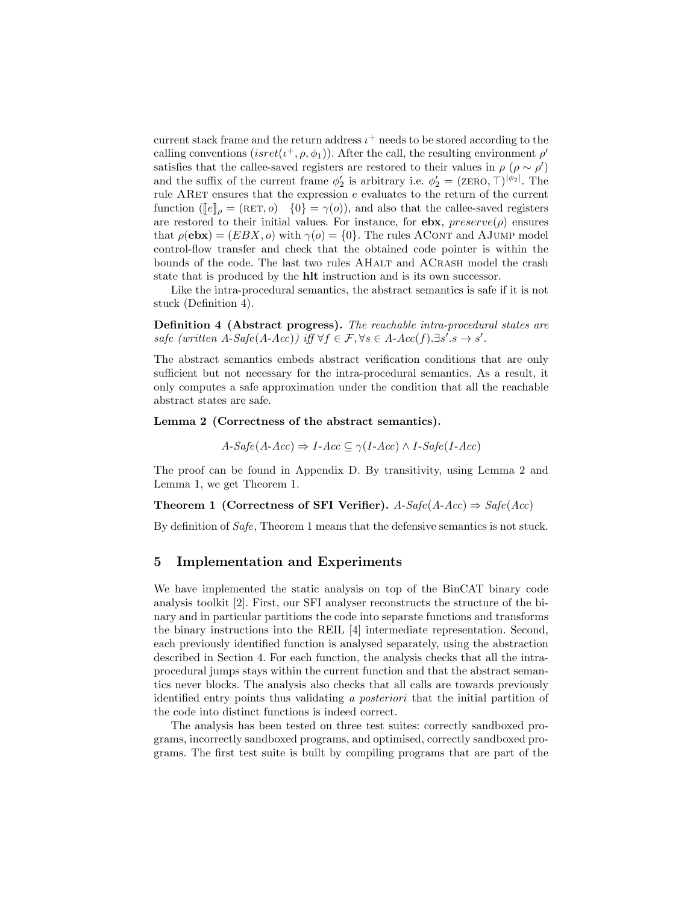current stack frame and the return address $\iota^+$ needs to be stored according to the calling conventions ($isret(\iota^+, \rho, \phi_1)$). After the call, the resulting environment $\rho'$ satisfies that the callee-saved registers are restored to their values in $\rho$ ($\rho \sim \rho'$) and the suffix of the current frame $\phi'_2$ is arbitrary i.e. $\phi'_2 = (\text{ZERO}, \top)^{|\phi_2|}$. The rule ARET ensures that the expression $e$ evaluates to the return of the current function ($[\![e]\!]_\rho = (\text{RET}, o) \quad \{0\} = \gamma(o)$), and also that the callee-saved registers are restored to their initial values. For instance, for **ebx**, $preserve(\rho)$ ensures that $\rho(\mathbf{ebx}) = (EBX, o)$ with $\gamma(o) = \{0\}$. The rules ACONT and AJUMP model control-flow transfer and check that the obtained code pointer is within the bounds of the code. The last two rules AHALT and ACRASH model the crash state that is produced by the **hlt** instruction and is its own successor.

Like the intra-procedural semantics, the abstract semantics is safe if it is not stuck (Definition 4).

**Definition 4 (Abstract progress).** *The reachable intra-procedural states are safe (written A-Safe(A-Acc)) iff* $\forall f \in \mathcal{F}, \forall s \in A\text{-}Acc(f).\exists s'.s \rightarrow s'$.

The abstract semantics embeds abstract verification conditions that are only sufficient but not necessary for the intra-procedural semantics. As a result, it only computes a safe approximation under the condition that all the reachable abstract states are safe.

**Lemma 2 (Correctness of the abstract semantics).**

$$A\text{-}Safe(A\text{-}Acc) \Rightarrow I\text{-}Acc \subseteq \gamma(I\text{-}Acc) \wedge I\text{-}Safe(I\text{-}Acc)$$

The proof can be found in Appendix D. By transitivity, using Lemma 2 and Lemma 1, we get Theorem 1.

**Theorem 1 (Correctness of SFI Verifier).** $A\text{-}Safe(A\text{-}Acc) \Rightarrow Safe(Acc)$

By definition of *Safe*, Theorem 1 means that the defensive semantics is not stuck.

## 5 Implementation and Experiments

We have implemented the static analysis on top of the BinCAT binary code analysis toolkit [2]. First, our SFI analyser reconstructs the structure of the binary and in particular partitions the code into separate functions and transforms the binary instructions into the REIL [4] intermediate representation. Second, each previously identified function is analysed separately, using the abstraction described in Section 4. For each function, the analysis checks that all the intra-procedural jumps stays within the current function and that the abstract semantics never blocks. The analysis also checks that all calls are towards previously identified entry points thus validating *a posteriori* that the initial partition of the code into distinct functions is indeed correct.

The analysis has been tested on three test suites: correctly sandboxed programs, incorrectly sandboxed programs, and optimised, correctly sandboxed programs. The first test suite is built by compiling programs that are part of the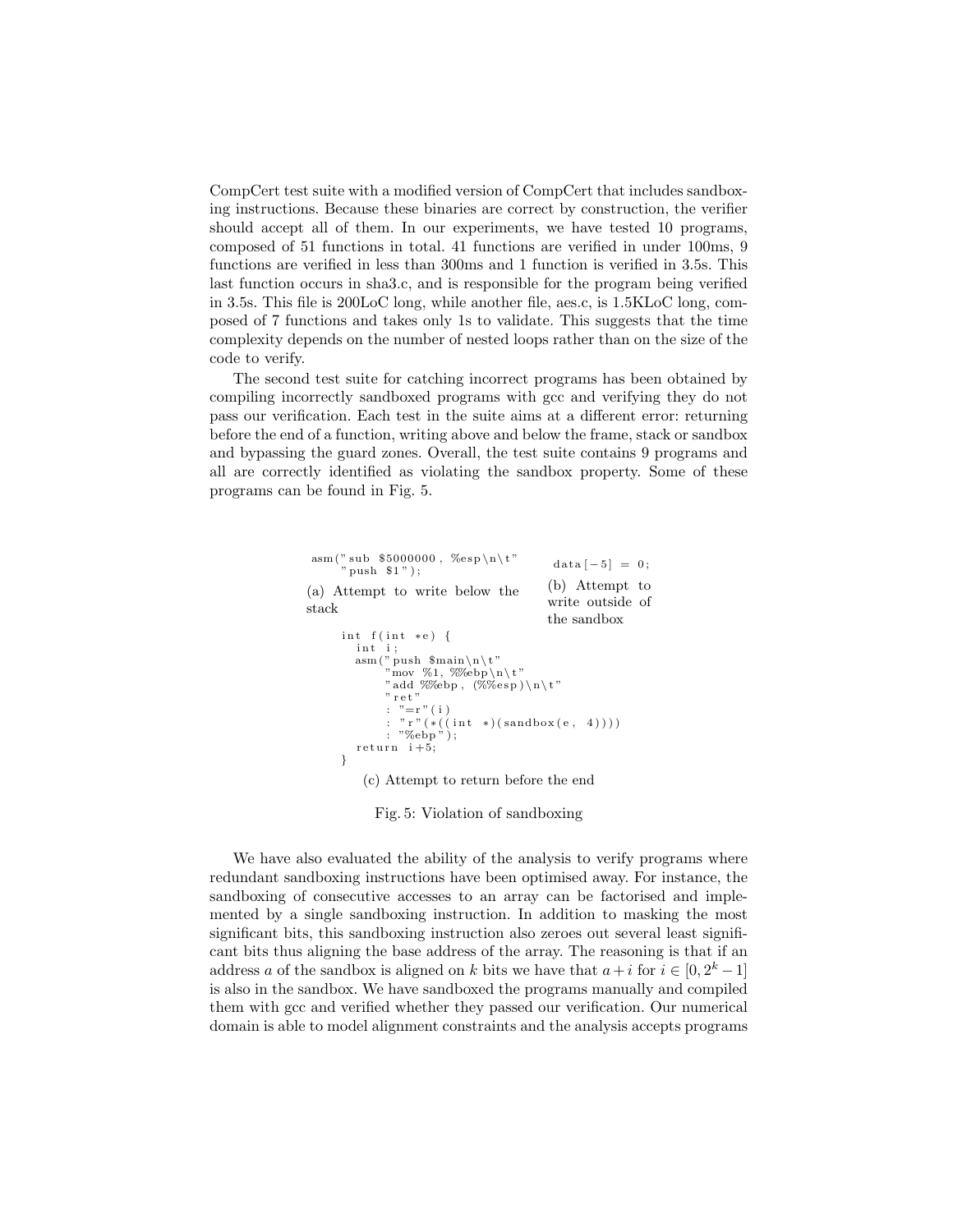CompCert test suite with a modified version of CompCert that includes sandboxing instructions. Because these binaries are correct by construction, the verifier should accept all of them. In our experiments, we have tested 10 programs, composed of 51 functions in total. 41 functions are verified in under 100ms, 9 functions are verified in less than 300ms and 1 function is verified in 3.5s. This last function occurs in sha3.c, and is responsible for the program being verified in 3.5s. This file is 200LoC long, while another file, aes.c, is 1.5KLoC long, composed of 7 functions and takes only 1s to validate. This suggests that the time complexity depends on the number of nested loops rather than on the size of the code to verify.

The second test suite for catching incorrect programs has been obtained by compiling incorrectly sandboxed programs with gcc and verifying they do not pass our verification. Each test in the suite aims at a different error: returning before the end of a function, writing above and below the frame, stack or sandbox and bypassing the guard zones. Overall, the test suite contains 9 programs and all are correctly identified as violating the sandbox property. Some of these programs can be found in Fig. 5.

```
asm("sub $5000000, %esp\n\t"
    "push $1");
```

(a) Attempt to write below the stack

```
data[-5] = 0;
```

(b) Attempt to write outside of the sandbox

```
int f(int *e) {
  int i;
  asm("push $main\n\t"
      "mov %1, %%ebp\n\t"
      "add %%ebp, (%%esp)\n\t"
      "ret"
      : "=r"(i)
      : "r"(*((int *)(sandbox(e, 4))))
      : "%ebp");
  return i+5;
}
```

(c) Attempt to return before the end

Fig. 5: Violation of sandboxing

We have also evaluated the ability of the analysis to verify programs where redundant sandboxing instructions have been optimised away. For instance, the sandboxing of consecutive accesses to an array can be factorised and implemented by a single sandboxing instruction. In addition to masking the most significant bits, this sandboxing instruction also zeroes out several least significant bits thus aligning the base address of the array. The reasoning is that if an address $a$ of the sandbox is aligned on $k$ bits we have that $a+i$ for $i \in [0, 2^k - 1]$ is also in the sandbox. We have sandboxed the programs manually and compiled them with gcc and verified whether they passed our verification. Our numerical domain is able to model alignment constraints and the analysis accepts programs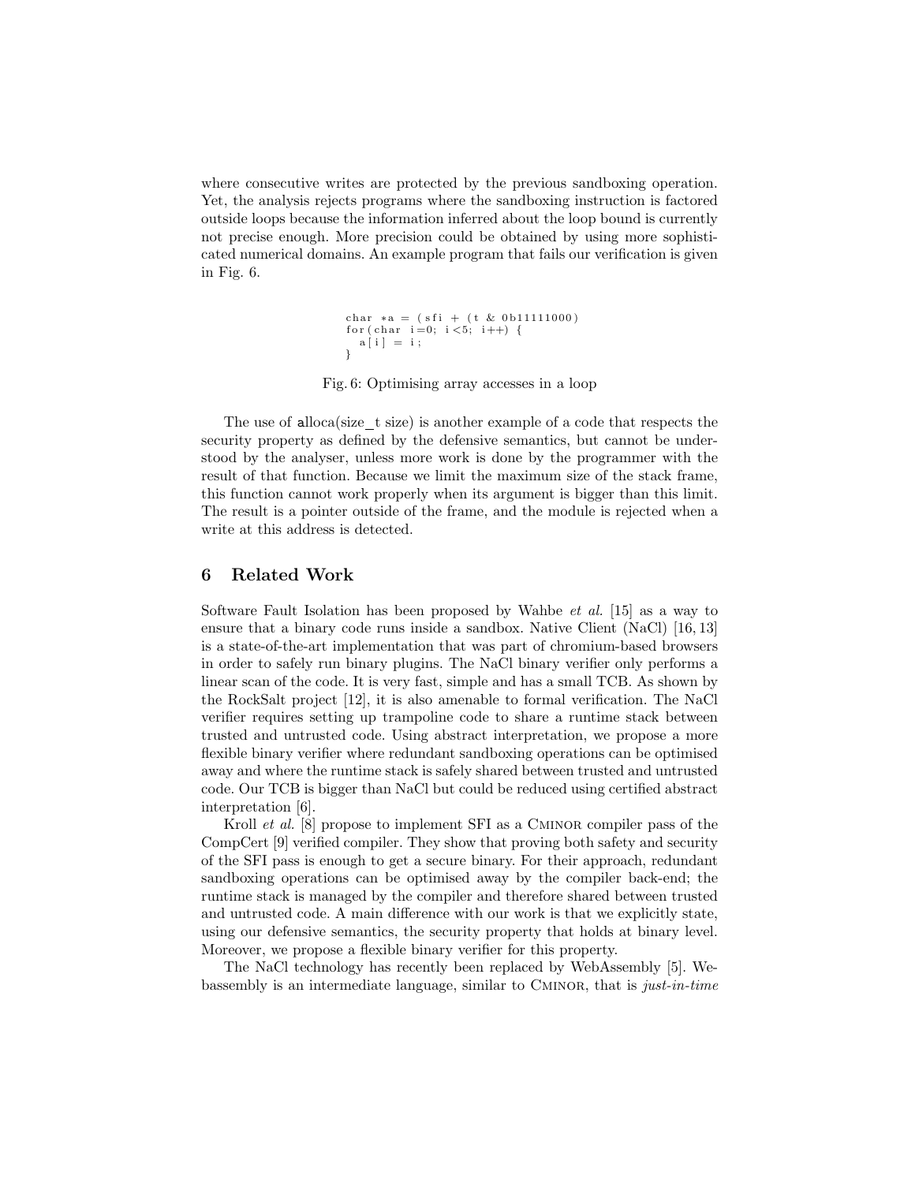where consecutive writes are protected by the previous sandboxing operation. Yet, the analysis rejects programs where the sandboxing instruction is factored outside loops because the information inferred about the loop bound is currently not precise enough. More precision could be obtained by using more sophisticated numerical domains. An example program that fails our verification is given in Fig. 6.

```
char *a = (sfi + (t & 0b11111000)
for(char i=0; i<5; i++) {
  a[i] = i;
}
```

Fig. 6: Optimising array accesses in a loop

The use of alloca(size_t size) is another example of a code that respects the security property as defined by the defensive semantics, but cannot be understood by the analyser, unless more work is done by the programmer with the result of that function. Because we limit the maximum size of the stack frame, this function cannot work properly when its argument is bigger than this limit. The result is a pointer outside of the frame, and the module is rejected when a write at this address is detected.

## 6 Related Work

Software Fault Isolation has been proposed by Wahbe *et al.* [15] as a way to ensure that a binary code runs inside a sandbox. Native Client (NaCl) [16, 13] is a state-of-the-art implementation that was part of chromium-based browsers in order to safely run binary plugins. The NaCl binary verifier only performs a linear scan of the code. It is very fast, simple and has a small TCB. As shown by the RockSalt project [12], it is also amenable to formal verification. The NaCl verifier requires setting up trampoline code to share a runtime stack between trusted and untrusted code. Using abstract interpretation, we propose a more flexible binary verifier where redundant sandboxing operations can be optimised away and where the runtime stack is safely shared between trusted and untrusted code. Our TCB is bigger than NaCl but could be reduced using certified abstract interpretation [6].

Kroll *et al.* [8] propose to implement SFI as a Cminor compiler pass of the CompCert [9] verified compiler. They show that proving both safety and security of the SFI pass is enough to get a secure binary. For their approach, redundant sandboxing operations can be optimised away by the compiler back-end; the runtime stack is managed by the compiler and therefore shared between trusted and untrusted code. A main difference with our work is that we explicitly state, using our defensive semantics, the security property that holds at binary level. Moreover, we propose a flexible binary verifier for this property.

The NaCl technology has recently been replaced by WebAssembly [5]. Webassembly is an intermediate language, similar to Cminor, that is *just-in-time*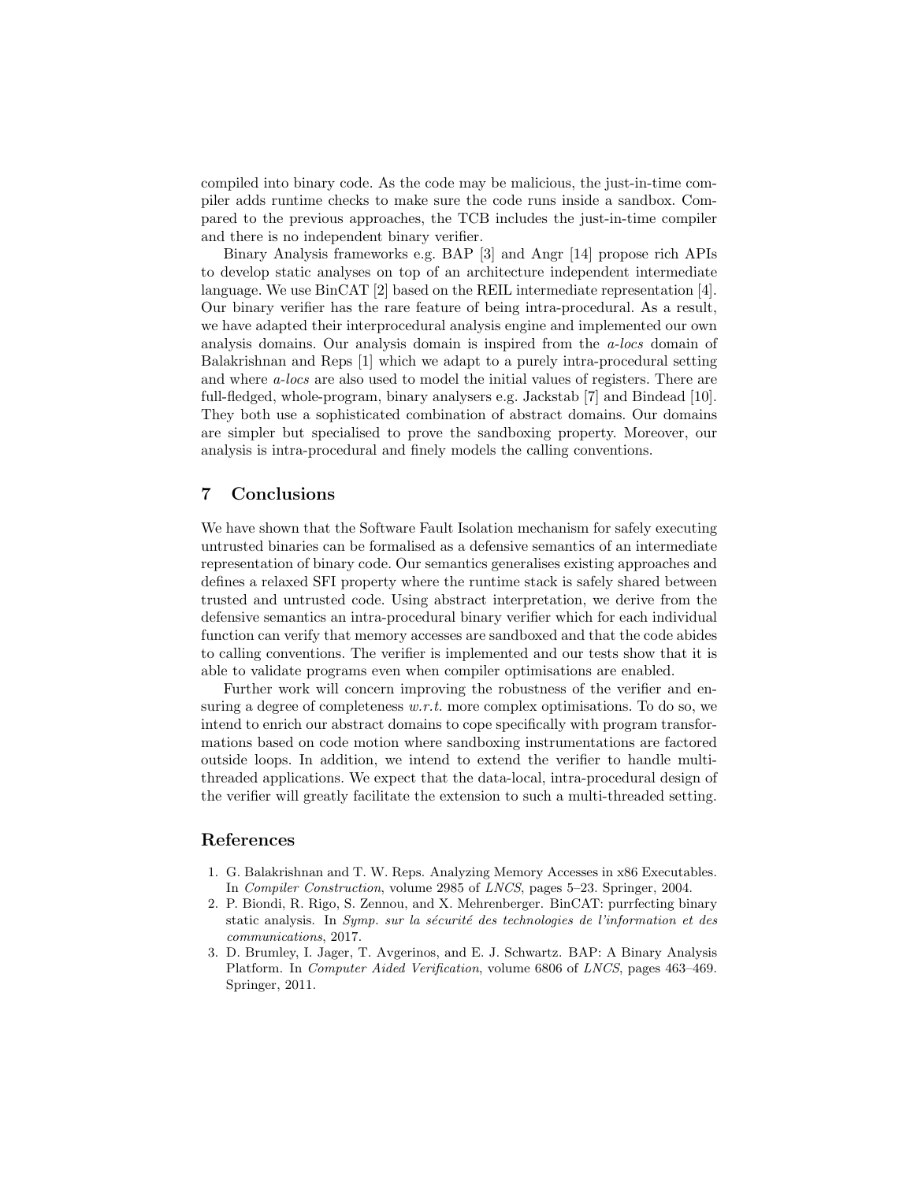compiled into binary code. As the code may be malicious, the just-in-time compiler adds runtime checks to make sure the code runs inside a sandbox. Compared to the previous approaches, the TCB includes the just-in-time compiler and there is no independent binary verifier.

Binary Analysis frameworks e.g. BAP [3] and Angr [14] propose rich APIs to develop static analyses on top of an architecture independent intermediate language. We use BinCAT [2] based on the REIL intermediate representation [4]. Our binary verifier has the rare feature of being intra-procedural. As a result, we have adapted their interprocedural analysis engine and implemented our own analysis domains. Our analysis domain is inspired from the *a-locs* domain of Balakrishnan and Reps [1] which we adapt to a purely intra-procedural setting and where *a-locs* are also used to model the initial values of registers. There are full-fledged, whole-program, binary analysers e.g. Jackstab [7] and Bindead [10]. They both use a sophisticated combination of abstract domains. Our domains are simpler but specialised to prove the sandboxing property. Moreover, our analysis is intra-procedural and finely models the calling conventions.

## 7 Conclusions

We have shown that the Software Fault Isolation mechanism for safely executing untrusted binaries can be formalised as a defensive semantics of an intermediate representation of binary code. Our semantics generalises existing approaches and defines a relaxed SFI property where the runtime stack is safely shared between trusted and untrusted code. Using abstract interpretation, we derive from the defensive semantics an intra-procedural binary verifier which for each individual function can verify that memory accesses are sandboxed and that the code abides to calling conventions. The verifier is implemented and our tests show that it is able to validate programs even when compiler optimisations are enabled.

Further work will concern improving the robustness of the verifier and ensuring a degree of completeness *w.r.t.* more complex optimisations. To do so, we intend to enrich our abstract domains to cope specifically with program transformations based on code motion where sandboxing instrumentations are factored outside loops. In addition, we intend to extend the verifier to handle multi-threaded applications. We expect that the data-local, intra-procedural design of the verifier will greatly facilitate the extension to such a multi-threaded setting.

## References

1. G. Balakrishnan and T. W. Reps. Analyzing Memory Accesses in x86 Executables. In *Compiler Construction*, volume 2985 of *LNCS*, pages 5–23. Springer, 2004.
2. P. Biondi, R. Rigo, S. Zennou, and X. Mehrenberger. BinCAT: purrfecting binary static analysis. In *Symp. sur la sécurité des technologies de l'information et des communications*, 2017.
3. D. Brumley, I. Jager, T. Avgerinos, and E. J. Schwartz. BAP: A Binary Analysis Platform. In *Computer Aided Verification*, volume 6806 of *LNCS*, pages 463–469. Springer, 2011.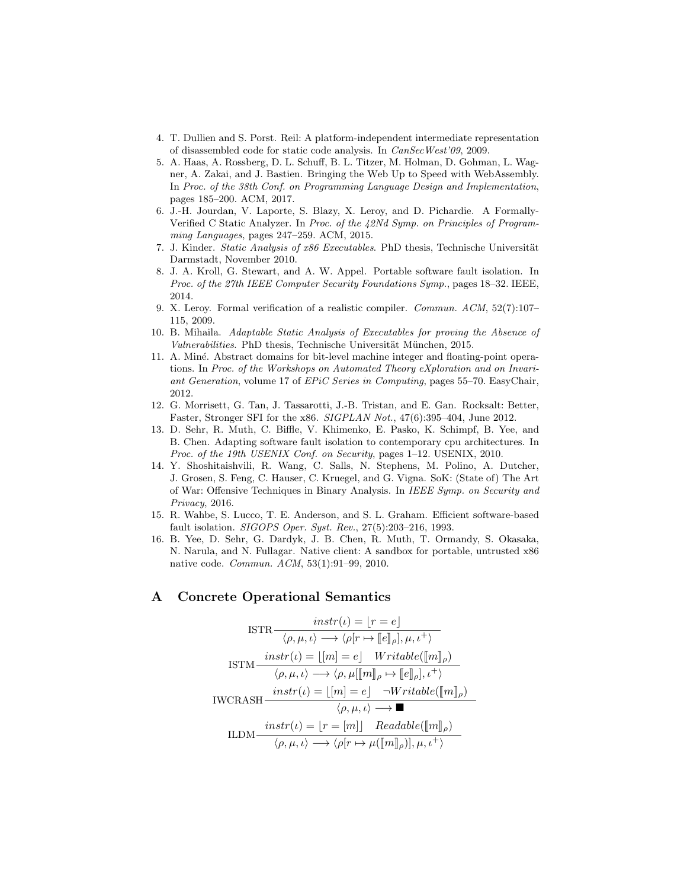4. T. Dullien and S. Porst. Reil: A platform-independent intermediate representation of disassembled code for static code analysis. In *CanSecWest'09*, 2009.
5. A. Haas, A. Rossberg, D. L. Schuff, B. L. Titzer, M. Holman, D. Gohman, L. Wagner, A. Zakai, and J. Bastien. Bringing the Web Up to Speed with WebAssembly. In *Proc. of the 38th Conf. on Programming Language Design and Implementation*, pages 185–200. ACM, 2017.
6. J.-H. Jourdan, V. Laporte, S. Blazy, X. Leroy, and D. Pichardie. A Formally-Verified C Static Analyzer. In *Proc. of the 42Nd Symp. on Principles of Programming Languages*, pages 247–259. ACM, 2015.
7. J. Kinder. *Static Analysis of x86 Executables*. PhD thesis, Technische Universität Darmstadt, November 2010.
8. J. A. Kroll, G. Stewart, and A. W. Appel. Portable software fault isolation. In *Proc. of the 27th IEEE Computer Security Foundations Symp.*, pages 18–32. IEEE, 2014.
9. X. Leroy. Formal verification of a realistic compiler. *Commun. ACM*, 52(7):107–115, 2009.
10. B. Mihaila. *Adaptable Static Analysis of Executables for proving the Absence of Vulnerabilities*. PhD thesis, Technische Universität München, 2015.
11. A. Miné. Abstract domains for bit-level machine integer and floating-point operations. In *Proc. of the Workshops on Automated Theory eXploration and on Invariant Generation*, volume 17 of *EPiC Series in Computing*, pages 55–70. EasyChair, 2012.
12. G. Morrisett, G. Tan, J. Tassarotti, J.-B. Tristan, and E. Gan. Rocksalt: Better, Faster, Stronger SFI for the x86. *SIGPLAN Not.*, 47(6):395–404, June 2012.
13. D. Sehr, R. Muth, C. Biffle, V. Khimenko, E. Pasko, K. Schimpf, B. Yee, and B. Chen. Adapting software fault isolation to contemporary cpu architectures. In *Proc. of the 19th USENIX Conf. on Security*, pages 1–12. USENIX, 2010.
14. Y. Shoshitaishvili, R. Wang, C. Salls, N. Stephens, M. Polino, A. Dutcher, J. Grosen, S. Feng, C. Hauser, C. Kruegel, and G. Vigna. SoK: (State of) The Art of War: Offensive Techniques in Binary Analysis. In *IEEE Symp. on Security and Privacy*, 2016.
15. R. Wahbe, S. Lucco, T. E. Anderson, and S. L. Graham. Efficient software-based fault isolation. *SIGOPS Oper. Syst. Rev.*, 27(5):203–216, 1993.
16. B. Yee, D. Sehr, G. Dardyk, J. B. Chen, R. Muth, T. Ormandy, S. Okasaka, N. Narula, and N. Fullagar. Native client: A sandbox for portable, untrusted x86 native code. *Commun. ACM*, 53(1):91–99, 2010.

## A Concrete Operational Semantics

$$\text{ISTR}\,\frac{instr(\iota) = \lfloor r = e \rfloor}{\langle \rho, \mu, \iota \rangle \longrightarrow \langle \rho[r \mapsto [\![e]\!]_\rho], \mu, \iota^+ \rangle}$$

$$\text{ISTM}\,\frac{instr(\iota) = \lfloor [m] = e \rfloor \quad Writable([\![m]\!]_\rho)}{\langle \rho, \mu, \iota \rangle \longrightarrow \langle \rho, \mu[[\![m]\!]_\rho \mapsto [\![e]\!]_\rho], \iota^+ \rangle}$$

$$\text{IWCRASH}\,\frac{instr(\iota) = \lfloor [m] = e \rfloor \quad \neg Writable([\![m]\!]_\rho)}{\langle \rho, \mu, \iota \rangle \longrightarrow \blacksquare}$$

$$\text{ILDM}\,\frac{instr(\iota) = \lfloor r = [m] \rfloor \quad Readable([\![m]\!]_\rho)}{\langle \rho, \mu, \iota \rangle \longrightarrow \langle \rho[r \mapsto \mu([\![m]\!]_\rho)], \mu, \iota^+ \rangle}$$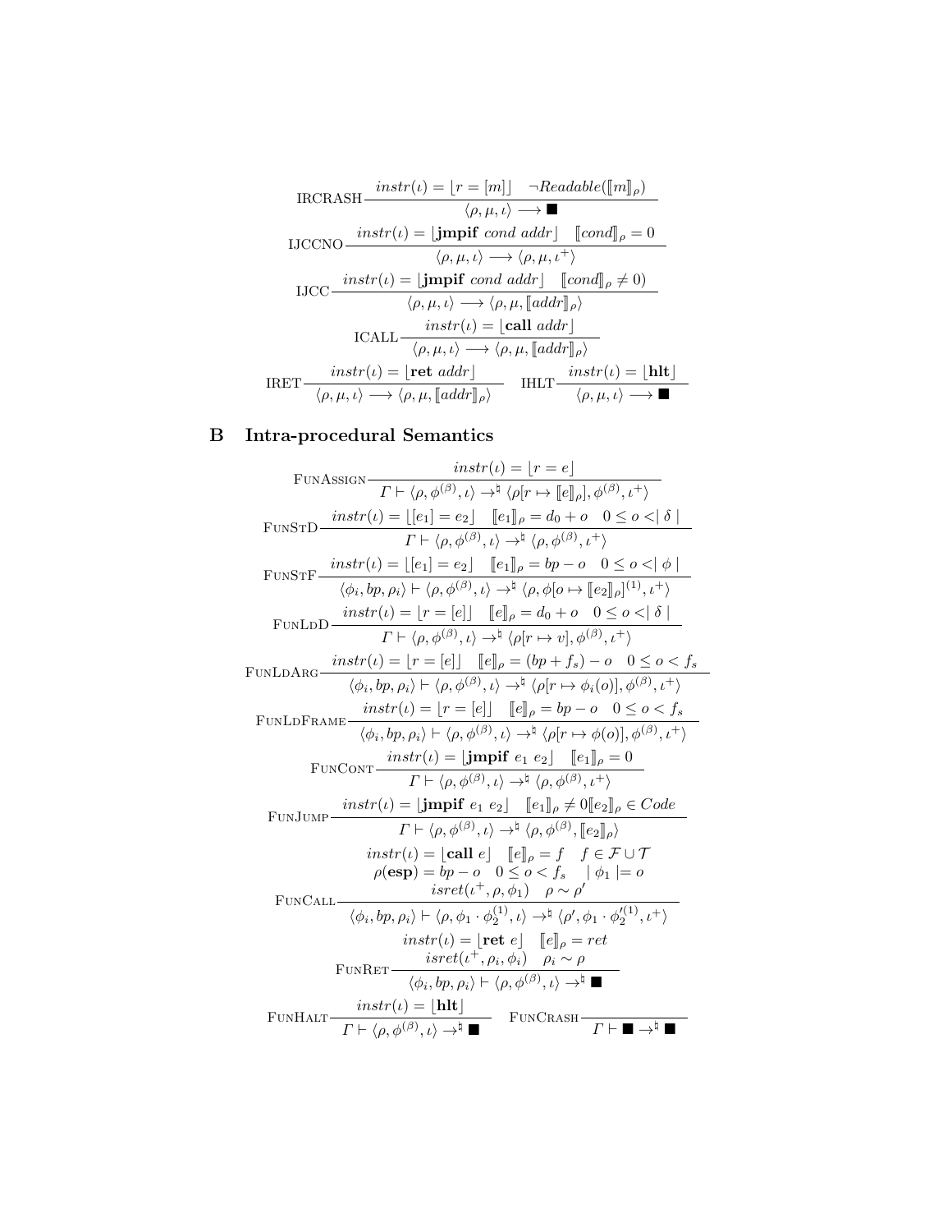$$\text{IRCRASH}\;\frac{instr(\iota) = \lfloor r = [m] \rfloor \quad \neg Readable(\llbracket m \rrbracket_\rho)}{\langle \rho, \mu, \iota \rangle \longrightarrow \blacksquare}$$

$$\text{IJCCNO}\;\frac{instr(\iota) = \lfloor \textbf{jmpif}\ cond\ addr \rfloor \quad \llbracket cond \rrbracket_\rho = 0}{\langle \rho, \mu, \iota \rangle \longrightarrow \langle \rho, \mu, \iota^+ \rangle}$$

$$\text{IJCC}\;\frac{instr(\iota) = \lfloor \textbf{jmpif}\ cond\ addr \rfloor \quad \llbracket cond \rrbracket_\rho \neq 0)}{\langle \rho, \mu, \iota \rangle \longrightarrow \langle \rho, \mu, \llbracket addr \rrbracket_\rho \rangle}$$

$$\text{ICALL}\;\frac{instr(\iota) = \lfloor \textbf{call}\ addr \rfloor}{\langle \rho, \mu, \iota \rangle \longrightarrow \langle \rho, \mu, \llbracket addr \rrbracket_\rho \rangle}$$

$$\text{IRET}\;\frac{instr(\iota) = \lfloor \textbf{ret}\ addr \rfloor}{\langle \rho, \mu, \iota \rangle \longrightarrow \langle \rho, \mu, \llbracket addr \rrbracket_\rho \rangle} \qquad \text{IHLT}\;\frac{instr(\iota) = \lfloor \textbf{hlt} \rfloor}{\langle \rho, \mu, \iota \rangle \longrightarrow \blacksquare}$$

## B Intra-procedural Semantics

$$\text{FunAssign}\;\frac{instr(\iota) = \lfloor r = e \rfloor}{\Gamma \vdash \langle \rho, \phi^{(\beta)}, \iota \rangle \rightarrow^\natural \langle \rho[r \mapsto \llbracket e \rrbracket_\rho], \phi^{(\beta)}, \iota^+ \rangle}$$

$$\text{FunStD}\;\frac{instr(\iota) = \lfloor [e_1] = e_2 \rfloor \quad \llbracket e_1 \rrbracket_\rho = d_0 + o \quad 0 \leq o < \mid \delta \mid}{\Gamma \vdash \langle \rho, \phi^{(\beta)}, \iota \rangle \rightarrow^\natural \langle \rho, \phi^{(\beta)}, \iota^+ \rangle}$$

$$\text{FunStF}\;\frac{instr(\iota) = \lfloor [e_1] = e_2 \rfloor \quad \llbracket e_1 \rrbracket_\rho = bp - o \quad 0 \leq o < \mid \phi \mid}{\langle \phi_i, bp, \rho_i \rangle \vdash \langle \rho, \phi^{(\beta)}, \iota \rangle \rightarrow^\natural \langle \rho, \phi[o \mapsto \llbracket e_2 \rrbracket_\rho]^{(1)}, \iota^+ \rangle}$$

$$\text{FunLdD}\;\frac{instr(\iota) = \lfloor r = [e] \rfloor \quad \llbracket e \rrbracket_\rho = d_0 + o \quad 0 \leq o < \mid \delta \mid}{\Gamma \vdash \langle \rho, \phi^{(\beta)}, \iota \rangle \rightarrow^\natural \langle \rho[r \mapsto v], \phi^{(\beta)}, \iota^+ \rangle}$$

$$\text{FunLdArg}\;\frac{instr(\iota) = \lfloor r = [e] \rfloor \quad \llbracket e \rrbracket_\rho = (bp + f_s) - o \quad 0 \leq o < f_s}{\langle \phi_i, bp, \rho_i \rangle \vdash \langle \rho, \phi^{(\beta)}, \iota \rangle \rightarrow^\natural \langle \rho[r \mapsto \phi_i(o)], \phi^{(\beta)}, \iota^+ \rangle}$$

$$\text{FunLdFrame}\;\frac{instr(\iota) = \lfloor r = [e] \rfloor \quad \llbracket e \rrbracket_\rho = bp - o \quad 0 \leq o < f_s}{\langle \phi_i, bp, \rho_i \rangle \vdash \langle \rho, \phi^{(\beta)}, \iota \rangle \rightarrow^\natural \langle \rho[r \mapsto \phi(o)], \phi^{(\beta)}, \iota^+ \rangle}$$

$$\text{FunCont}\;\frac{instr(\iota) = \lfloor \textbf{jmpif}\ e_1\ e_2 \rfloor \quad \llbracket e_1 \rrbracket_\rho = 0}{\Gamma \vdash \langle \rho, \phi^{(\beta)}, \iota \rangle \rightarrow^\natural \langle \rho, \phi^{(\beta)}, \iota^+ \rangle}$$

$$\text{FunJump}\;\frac{instr(\iota) = \lfloor \textbf{jmpif}\ e_1\ e_2 \rfloor \quad \llbracket e_1 \rrbracket_\rho \neq 0 \llbracket e_2 \rrbracket_\rho \in Code}{\Gamma \vdash \langle \rho, \phi^{(\beta)}, \iota \rangle \rightarrow^\natural \langle \rho, \phi^{(\beta)}, \llbracket e_2 \rrbracket_\rho \rangle}$$

$$\text{FunCall}\;\frac{\begin{array}{c} instr(\iota) = \lfloor \textbf{call}\ e \rfloor \quad \llbracket e \rrbracket_\rho = f \quad f \in \mathcal{F} \cup \mathcal{T} \\ \rho(\textbf{esp}) = bp - o \quad 0 \leq o < f_s \quad \mid \phi_1 \mid = o \\ isret(\iota^+, \rho, \phi_1) \quad \rho \sim \rho' \end{array}}{\langle \phi_i, bp, \rho_i \rangle \vdash \langle \rho, \phi_1 \cdot \phi_2^{(1)}, \iota \rangle \rightarrow^\natural \langle \rho', \phi_1 \cdot \phi_2'^{(1)}, \iota^+ \rangle}$$

$$\text{FunRet}\;\frac{\begin{array}{c} instr(\iota) = \lfloor \textbf{ret}\ e \rfloor \quad \llbracket e \rrbracket_\rho = ret \\ isret(\iota^+, \rho_i, \phi_i) \quad \rho_i \sim \rho \end{array}}{\langle \phi_i, bp, \rho_i \rangle \vdash \langle \rho, \phi^{(\beta)}, \iota \rangle \rightarrow^\natural \blacksquare}$$

$$\text{FunHalt}\;\frac{instr(\iota) = \lfloor \textbf{hlt} \rfloor}{\Gamma \vdash \langle \rho, \phi^{(\beta)}, \iota \rangle \rightarrow^\natural \blacksquare} \qquad \text{FunCrash}\;\frac{}{\Gamma \vdash \blacksquare \rightarrow^\natural \blacksquare}$$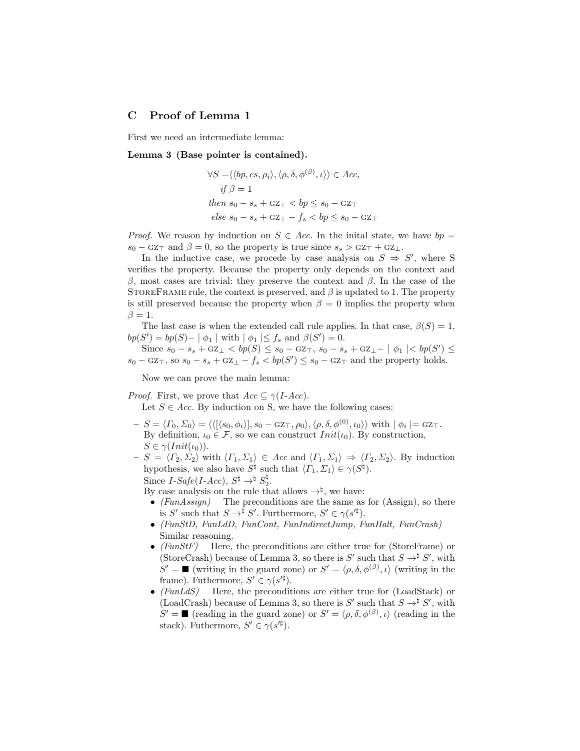## C Proof of Lemma 1

First we need an intermediate lemma:

**Lemma 3 (Base pointer is contained).**

$$
\begin{aligned}
\forall S = & \langle\langle bp, cs, \rho_i\rangle, \langle \rho, \delta, \phi^{(\beta)}, \iota\rangle\rangle \in Acc, \\
& \textit{if } \beta = 1 \\
& \textit{then } s_0 - s_s + \text{GZ}_\bot < bp \leq s_0 - \text{GZ}_\top \\
& \textit{else } s_0 - s_s + \text{GZ}_\bot - f_s < bp \leq s_0 - \text{GZ}_\top
\end{aligned}
$$

*Proof.* We reason by induction on $S \in Acc$. In the inital state, we have $bp = s_0 - \text{GZ}_\top$ and $\beta = 0$, so the property is true since $s_s > \text{GZ}_\top + \text{GZ}_\bot$.

In the inductive case, we procede by case analysis on $S \Rightarrow S'$, where S verifies the property. Because the property only depends on the context and $\beta$, most cases are trivial: they preserve the context and $\beta$. In the case of the StoreFrame rule, the context is preserved, and $\beta$ is updated to 1. The property is still preserved because the property when $\beta = 0$ implies the property when $\beta = 1$.

The last case is when the extended call rule applies. In that case, $\beta(S) = 1$, $bp(S') = bp(S) - \mid \phi_1 \mid$ with $\mid \phi_1 \mid \leq f_s$ and $\beta(S') = 0$.

Since $s_0 - s_s + \text{GZ}_\bot < bp(S) \leq s_0 - \text{GZ}_\top$, $s_0 - s_s + \text{GZ}_\bot - \mid \phi_1 \mid < bp(S') \leq s_0 - \text{GZ}_\top$, so $s_0 - s_s + \text{GZ}_\bot - f_s < bp(S') \leq s_0 - \text{GZ}_\top$ and the property holds.

Now we can prove the main lemma:

*Proof.* First, we prove that $Acc \subseteq \gamma(\textit{I-Acc})$.

Let $S \in Acc$. By induction on S, we have the following cases:

- $S = \langle \Gamma_0, \Sigma_0\rangle = \langle\langle[\langle s_0, \phi_i\rangle], s_0 - \text{GZ}_\top, \rho_0\rangle, \langle \rho, \delta, \phi^{(0)}, \iota_0\rangle\rangle$ with $\mid \phi_i \mid = \text{GZ}_\top$. By definition, $\iota_0 \in \mathcal{F}$, so we can construct $Init(\iota_0)$. By construction, $S \in \gamma(Init(\iota_0))$.
- $S = \langle \Gamma_2, \Sigma_2\rangle$ with $\langle \Gamma_1, \Sigma_1\rangle \in Acc$ and $\langle \Gamma_1, \Sigma_1\rangle \Rightarrow \langle \Gamma_2, \Sigma_2\rangle$. By induction hypothesis, we also have $S^\natural$ such that $\langle \Gamma_1, \Sigma_1\rangle \in \gamma(S^\natural)$.
  Since $\textit{I-Safe}(\textit{I-Acc})$, $S^\natural \to^\natural S_2^\natural$.
  By case analysis on the rule that allows $\to^\natural$, we have:
  - *(FunAssign)* The preconditions are the same as for (Assign), so there is $S'$ such that $S \to^\natural S'$. Furthermore, $S' \in \gamma(s'^\sharp)$.
  - *(FunStD, FunLdD, FunCont, FunIndirectJump, FunHalt, FunCrash)* Similar reasoning.
  - *(FunStF)* Here, the preconditions are either true for (StoreFrame) or (StoreCrash) because of Lemma 3, so there is $S'$ such that $S \to^\natural S'$, with $S' = \blacksquare$ (writing in the guard zone) or $S' = \langle \rho, \delta, \phi^{(\beta)}, \iota\rangle$ (writing in the frame). Futhermore, $S' \in \gamma(s'^\sharp)$.
  - *(FunLdS)* Here, the preconditions are either true for (LoadStack) or (LoadCrash) because of Lemma 3, so there is $S'$ such that $S \to^\natural S'$, with $S' = \blacksquare$ (reading in the guard zone) or $S' = \langle \rho, \delta, \phi^{(\beta)}, \iota\rangle$ (reading in the stack). Futhermore, $S' \in \gamma(s'^\sharp)$.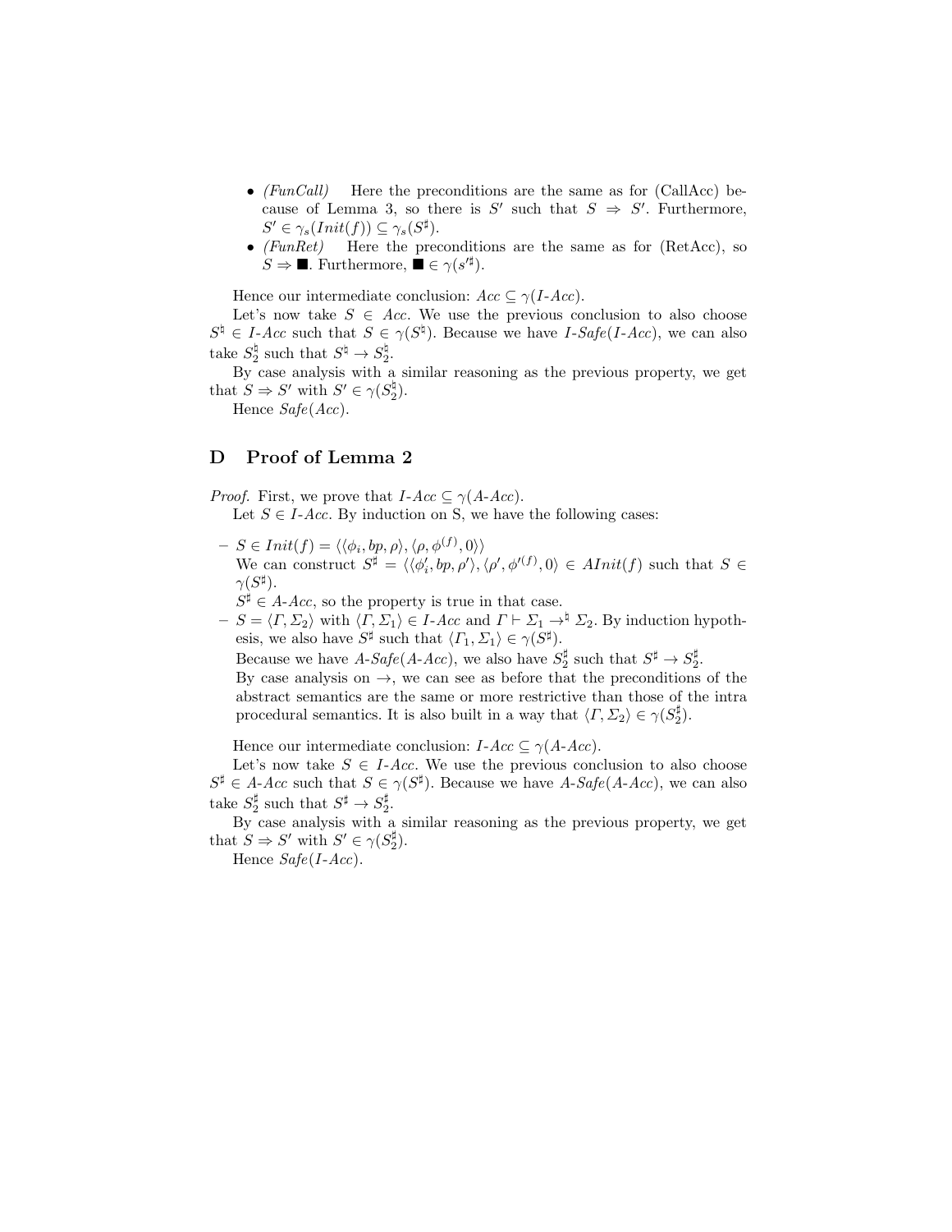- *(FunCall)* Here the preconditions are the same as for (CallAcc) because of Lemma 3, so there is $S'$ such that $S \Rightarrow S'$. Furthermore, $S' \in \gamma_s(Init(f)) \subseteq \gamma_s(S^\sharp)$.
- *(FunRet)* Here the preconditions are the same as for (RetAcc), so $S \Rightarrow \blacksquare$. Furthermore, $\blacksquare \in \gamma(s'^\sharp)$.

Hence our intermediate conclusion: $Acc \subseteq \gamma(I\text{-}Acc)$.

Let's now take $S \in Acc$. We use the previous conclusion to also choose $S^\natural \in I\text{-}Acc$ such that $S \in \gamma(S^\natural)$. Because we have $I\text{-}Safe(I\text{-}Acc)$, we can also take $S_2^\natural$ such that $S^\natural \to S_2^\natural$.

By case analysis with a similar reasoning as the previous property, we get that $S \Rightarrow S'$ with $S' \in \gamma(S_2^\natural)$.

Hence $Safe(Acc)$.

# D Proof of Lemma 2

*Proof.* First, we prove that $I\text{-}Acc \subseteq \gamma(A\text{-}Acc)$.

Let $S \in I\text{-}Acc$. By induction on S, we have the following cases:

- $S \in Init(f) = \langle\langle \phi_i, bp, \rho\rangle, \langle \rho, \phi^{(f)}, 0\rangle\rangle$
  We can construct $S^\sharp = \langle\langle \phi_i', bp, \rho'\rangle, \langle \rho', \phi'^{(f)}, 0\rangle \in AInit(f)$ such that $S \in \gamma(S^\sharp)$.
  $S^\sharp \in A\text{-}Acc$, so the property is true in that case.
- $S = \langle \Gamma, \Sigma_2\rangle$ with $\langle \Gamma, \Sigma_1\rangle \in I\text{-}Acc$ and $\Gamma \vdash \Sigma_1 \to^\natural \Sigma_2$. By induction hypothesis, we also have $S^\sharp$ such that $\langle \Gamma_1, \Sigma_1\rangle \in \gamma(S^\sharp)$.
  Because we have $A\text{-}Safe(A\text{-}Acc)$, we also have $S_2^\sharp$ such that $S^\sharp \to S_2^\sharp$.
  By case analysis on $\to$, we can see as before that the preconditions of the abstract semantics are the same or more restrictive than those of the intra procedural semantics. It is also built in a way that $\langle \Gamma, \Sigma_2\rangle \in \gamma(S_2^\sharp)$.

Hence our intermediate conclusion: $I\text{-}Acc \subseteq \gamma(A\text{-}Acc)$.

Let's now take $S \in I\text{-}Acc$. We use the previous conclusion to also choose $S^\sharp \in A\text{-}Acc$ such that $S \in \gamma(S^\sharp)$. Because we have $A\text{-}Safe(A\text{-}Acc)$, we can also take $S_2^\sharp$ such that $S^\sharp \to S_2^\sharp$.

By case analysis with a similar reasoning as the previous property, we get that $S \Rightarrow S'$ with $S' \in \gamma(S_2^\natural)$.

Hence $Safe(I\text{-}Acc)$.